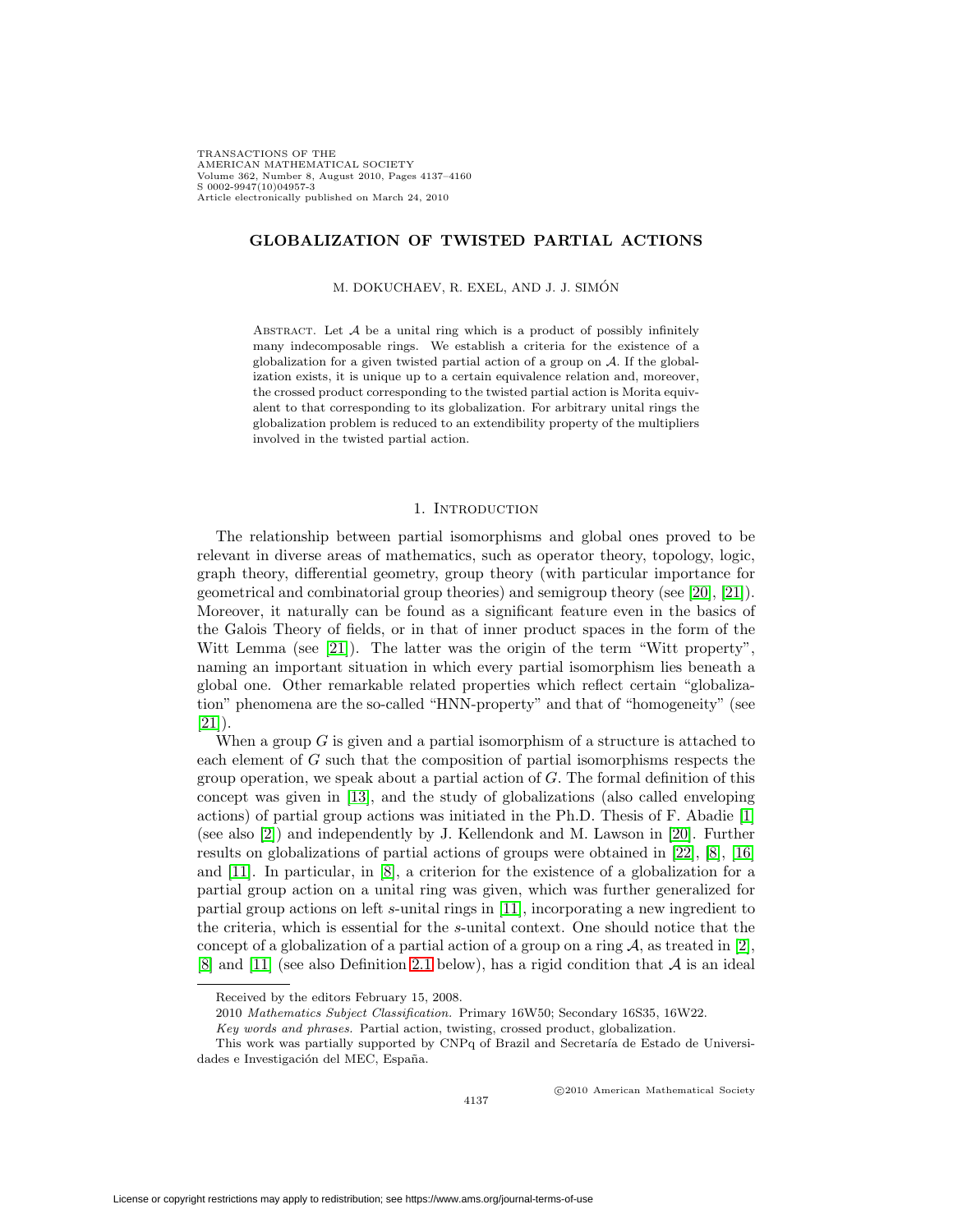# GLOBALIZATION OF TWISTED PARTIAL ACTIONS

M. DOKUCHAEV, R. EXEL, AND J. J. SIMÓN

ABSTRACT. Let $\mathcal{A}$ be a unital ring which is a product of possibly infinitely many indecomposable rings. We establish a criteria for the existence of a globalization for a given twisted partial action of a group on $\mathcal{A}$. If the globalization exists, it is unique up to a certain equivalence relation and, moreover, the crossed product corresponding to the twisted partial action is Morita equivalent to that corresponding to its globalization. For arbitrary unital rings the globalization problem is reduced to an extendibility property of the multipliers involved in the twisted partial action.

## 1. Introduction

The relationship between partial isomorphisms and global ones proved to be relevant in diverse areas of mathematics, such as operator theory, topology, logic, graph theory, differential geometry, group theory (with particular importance for geometrical and combinatorial group theories) and semigroup theory (see [20], [21]). Moreover, it naturally can be found as a significant feature even in the basics of the Galois Theory of fields, or in that of inner product spaces in the form of the Witt Lemma (see [21]). The latter was the origin of the term "Witt property", naming an important situation in which every partial isomorphism lies beneath a global one. Other remarkable related properties which reflect certain "globalization" phenomena are the so-called "HNN-property" and that of "homogeneity" (see [21]).

When a group $G$ is given and a partial isomorphism of a structure is attached to each element of $G$ such that the composition of partial isomorphisms respects the group operation, we speak about a partial action of $G$. The formal definition of this concept was given in [13], and the study of globalizations (also called enveloping actions) of partial group actions was initiated in the Ph.D. Thesis of F. Abadie [1] (see also [2]) and independently by J. Kellendonk and M. Lawson in [20]. Further results on globalizations of partial actions of groups were obtained in [22], [8], [16] and [11]. In particular, in [8], a criterion for the existence of a globalization for a partial group action on a unital ring was given, which was further generalized for partial group actions on left $s$-unital rings in [11], incorporating a new ingredient to the criteria, which is essential for the $s$-unital context. One should notice that the concept of a globalization of a partial action of a group on a ring $\mathcal{A}$, as treated in [2], [8] and [11] (see also Definition 2.1 below), has a rigid condition that $\mathcal{A}$ is an ideal

---

Received by the editors February 15, 2008.

2010 *Mathematics Subject Classification.* Primary 16W50; Secondary 16S35, 16W22.

*Key words and phrases.* Partial action, twisting, crossed product, globalization.

This work was partially supported by CNPq of Brazil and Secretaría de Estado de Universidades e Investigación del MEC, España.

©2010 American Mathematical Society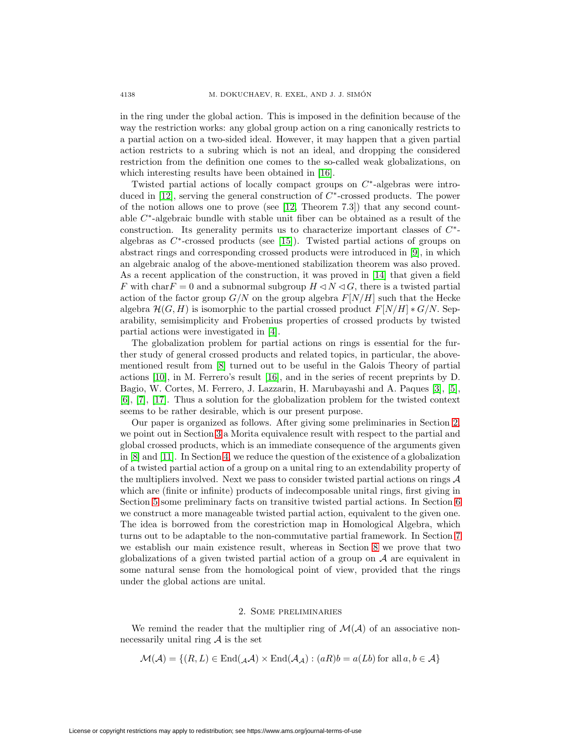in the ring under the global action. This is imposed in the definition because of the way the restriction works: any global group action on a ring canonically restricts to a partial action on a two-sided ideal. However, it may happen that a given partial action restricts to a subring which is not an ideal, and dropping the considered restriction from the definition one comes to the so-called weak globalizations, on which interesting results have been obtained in [16].

Twisted partial actions of locally compact groups on $C^*$-algebras were introduced in [12], serving the general construction of $C^*$-crossed products. The power of the notion allows one to prove (see [12, Theorem 7.3]) that any second countable $C^*$-algebraic bundle with stable unit fiber can be obtained as a result of the construction. Its generality permits us to characterize important classes of $C^*$-algebras as $C^*$-crossed products (see [15]). Twisted partial actions of groups on abstract rings and corresponding crossed products were introduced in [9], in which an algebraic analog of the above-mentioned stabilization theorem was also proved. As a recent application of the construction, it was proved in [14] that given a field $F$ with $\mathrm{char} F = 0$ and a subnormal subgroup $H \lhd N \lhd G$, there is a twisted partial action of the factor group $G/N$ on the group algebra $F[N/H]$ such that the Hecke algebra $\mathcal{H}(G, H)$ is isomorphic to the partial crossed product $F[N/H] * G/N$. Separability, semisimplicity and Frobenius properties of crossed products by twisted partial actions were investigated in [4].

The globalization problem for partial actions on rings is essential for the further study of general crossed products and related topics, in particular, the above-mentioned result from [8] turned out to be useful in the Galois Theory of partial actions [10], in M. Ferrero's result [16], and in the series of recent preprints by D. Bagio, W. Cortes, M. Ferrero, J. Lazzarin, H. Marubayashi and A. Paques [3], [5], [6], [7], [17]. Thus a solution for the globalization problem for the twisted context seems to be rather desirable, which is our present purpose.

Our paper is organized as follows. After giving some preliminaries in Section 2, we point out in Section 3 a Morita equivalence result with respect to the partial and global crossed products, which is an immediate consequence of the arguments given in [8] and [11]. In Section 4, we reduce the question of the existence of a globalization of a twisted partial action of a group on a unital ring to an extendability property of the multipliers involved. Next we pass to consider twisted partial actions on rings $\mathcal{A}$ which are (finite or infinite) products of indecomposable unital rings, first giving in Section 5 some preliminary facts on transitive twisted partial actions. In Section 6 we construct a more manageable twisted partial action, equivalent to the given one. The idea is borrowed from the corestriction map in Homological Algebra, which turns out to be adaptable to the non-commutative partial framework. In Section 7 we establish our main existence result, whereas in Section 8 we prove that two globalizations of a given twisted partial action of a group on $\mathcal{A}$ are equivalent in some natural sense from the homological point of view, provided that the rings under the global actions are unital.

## 2. Some preliminaries

We remind the reader that the multiplier ring of $\mathcal{M}(\mathcal{A})$ of an associative non-necessarily unital ring $\mathcal{A}$ is the set

$$\mathcal{M}(\mathcal{A}) = \{(R, L) \in \mathrm{End}({}_{\mathcal{A}}\mathcal{A}) \times \mathrm{End}(\mathcal{A}_{\mathcal{A}}) : (aR)b = a(Lb) \text{ for all } a, b \in \mathcal{A}\}$$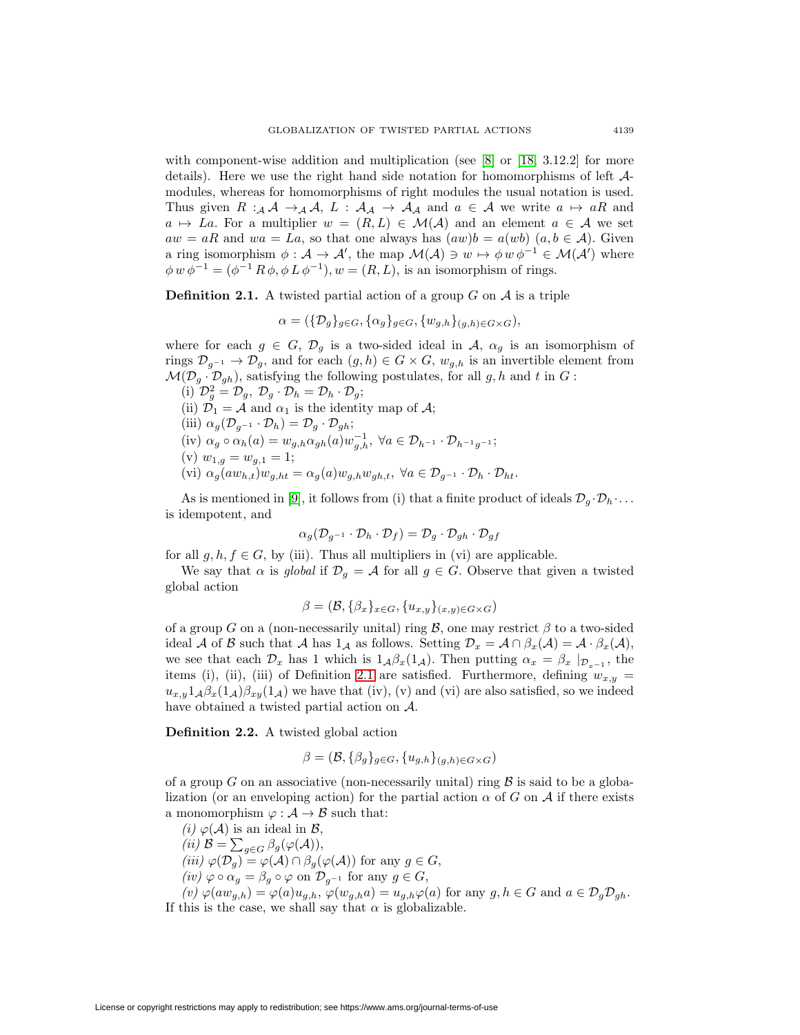with component-wise addition and multiplication (see [8] or [18, 3.12.2] for more details). Here we use the right hand side notation for homomorphisms of left $\mathcal{A}$-modules, whereas for homomorphisms of right modules the usual notation is used. Thus given $R : {}_{\mathcal{A}}\mathcal{A} \to {}_{\mathcal{A}}\mathcal{A}$, $L : \mathcal{A}_{\mathcal{A}} \to \mathcal{A}_{\mathcal{A}}$ and $a \in \mathcal{A}$ we write $a \mapsto aR$ and $a \mapsto La$. For a multiplier $w = (R, L) \in \mathcal{M}(\mathcal{A})$ and an element $a \in \mathcal{A}$ we set $aw = aR$ and $wa = La$, so that one always has $(aw)b = a(wb)$ $(a, b \in \mathcal{A})$. Given a ring isomorphism $\phi : \mathcal{A} \to \mathcal{A}'$, the map $\mathcal{M}(\mathcal{A}) \ni w \mapsto \phi\, w\, \phi^{-1} \in \mathcal{M}(\mathcal{A}')$ where $\phi\, w\, \phi^{-1} = (\phi^{-1}\, R\, \phi, \phi\, L\, \phi^{-1})$, $w = (R, L)$, is an isomorphism of rings.

**Definition 2.1.** A twisted partial action of a group $G$ on $\mathcal{A}$ is a triple

$$\alpha = (\{\mathcal{D}_g\}_{g\in G}, \{\alpha_g\}_{g\in G}, \{w_{g,h}\}_{(g,h)\in G\times G}),$$

where for each $g \in G$, $\mathcal{D}_g$ is a two-sided ideal in $\mathcal{A}$, $\alpha_g$ is an isomorphism of rings $\mathcal{D}_{g^{-1}} \to \mathcal{D}_g$, and for each $(g, h) \in G \times G$, $w_{g,h}$ is an invertible element from $\mathcal{M}(\mathcal{D}_g \cdot \mathcal{D}_{gh})$, satisfying the following postulates, for all $g, h$ and $t$ in $G$ :

(i) $\mathcal{D}_g^2 = \mathcal{D}_g$, $\mathcal{D}_g \cdot \mathcal{D}_h = \mathcal{D}_h \cdot \mathcal{D}_g$;
(ii) $\mathcal{D}_1 = \mathcal{A}$ and $\alpha_1$ is the identity map of $\mathcal{A}$;
(iii) $\alpha_g(\mathcal{D}_{g^{-1}} \cdot \mathcal{D}_h) = \mathcal{D}_g \cdot \mathcal{D}_{gh}$;
(iv) $\alpha_g \circ \alpha_h(a) = w_{g,h}\alpha_{gh}(a)w_{g,h}^{-1}$, $\forall a \in \mathcal{D}_{h^{-1}} \cdot \mathcal{D}_{h^{-1}g^{-1}}$;
(v) $w_{1,g} = w_{g,1} = 1$;
(vi) $\alpha_g(aw_{h,t})w_{g,ht} = \alpha_g(a)w_{g,h}w_{gh,t}$, $\forall a \in \mathcal{D}_{g^{-1}} \cdot \mathcal{D}_h \cdot \mathcal{D}_{ht}$.

As is mentioned in [9], it follows from (i) that a finite product of ideals $\mathcal{D}_g \cdot \mathcal{D}_h \cdot \ldots$ is idempotent, and

$$\alpha_g(\mathcal{D}_{g^{-1}} \cdot \mathcal{D}_h \cdot \mathcal{D}_f) = \mathcal{D}_g \cdot \mathcal{D}_{gh} \cdot \mathcal{D}_{gf}$$

for all $g, h, f \in G$, by (iii). Thus all multipliers in (vi) are applicable.

We say that $\alpha$ is *global* if $\mathcal{D}_g = \mathcal{A}$ for all $g \in G$. Observe that given a twisted global action

$$\beta = (\mathcal{B}, \{\beta_x\}_{x\in G}, \{u_{x,y}\}_{(x,y)\in G\times G})$$

of a group $G$ on a (non-necessarily unital) ring $\mathcal{B}$, one may restrict $\beta$ to a two-sided ideal $\mathcal{A}$ of $\mathcal{B}$ such that $\mathcal{A}$ has $1_{\mathcal{A}}$ as follows. Setting $\mathcal{D}_x = \mathcal{A} \cap \beta_x(\mathcal{A}) = \mathcal{A} \cdot \beta_x(\mathcal{A})$, we see that each $\mathcal{D}_x$ has 1 which is $1_{\mathcal{A}}\beta_x(1_{\mathcal{A}})$. Then putting $\alpha_x = \beta_x \mid_{\mathcal{D}_{x^{-1}}}$, the items (i), (ii), (iii) of Definition 2.1 are satisfied. Furthermore, defining $w_{x,y} = u_{x,y}1_{\mathcal{A}}\beta_x(1_{\mathcal{A}})\beta_{xy}(1_{\mathcal{A}})$ we have that (iv), (v) and (vi) are also satisfied, so we indeed have obtained a twisted partial action on $\mathcal{A}$.

**Definition 2.2.** A twisted global action

$$\beta = (\mathcal{B}, \{\beta_g\}_{g\in G}, \{u_{g,h}\}_{(g,h)\in G\times G})$$

of a group $G$ on an associative (non-necessarily unital) ring $\mathcal{B}$ is said to be a globalization (or an enveloping action) for the partial action $\alpha$ of $G$ on $\mathcal{A}$ if there exists a monomorphism $\varphi : \mathcal{A} \to \mathcal{B}$ such that:

*(i)* $\varphi(\mathcal{A})$ is an ideal in $\mathcal{B}$,
*(ii)* $\mathcal{B} = \sum_{g\in G} \beta_g(\varphi(\mathcal{A}))$,
*(iii)* $\varphi(\mathcal{D}_g) = \varphi(\mathcal{A}) \cap \beta_g(\varphi(\mathcal{A}))$ for any $g \in G$,
*(iv)* $\varphi \circ \alpha_g = \beta_g \circ \varphi$ on $\mathcal{D}_{g^{-1}}$ for any $g \in G$,
*(v)* $\varphi(aw_{g,h}) = \varphi(a)u_{g,h}$, $\varphi(w_{g,h}a) = u_{g,h}\varphi(a)$ for any $g, h \in G$ and $a \in \mathcal{D}_g\mathcal{D}_{gh}$.

If this is the case, we shall say that $\alpha$ is globalizable.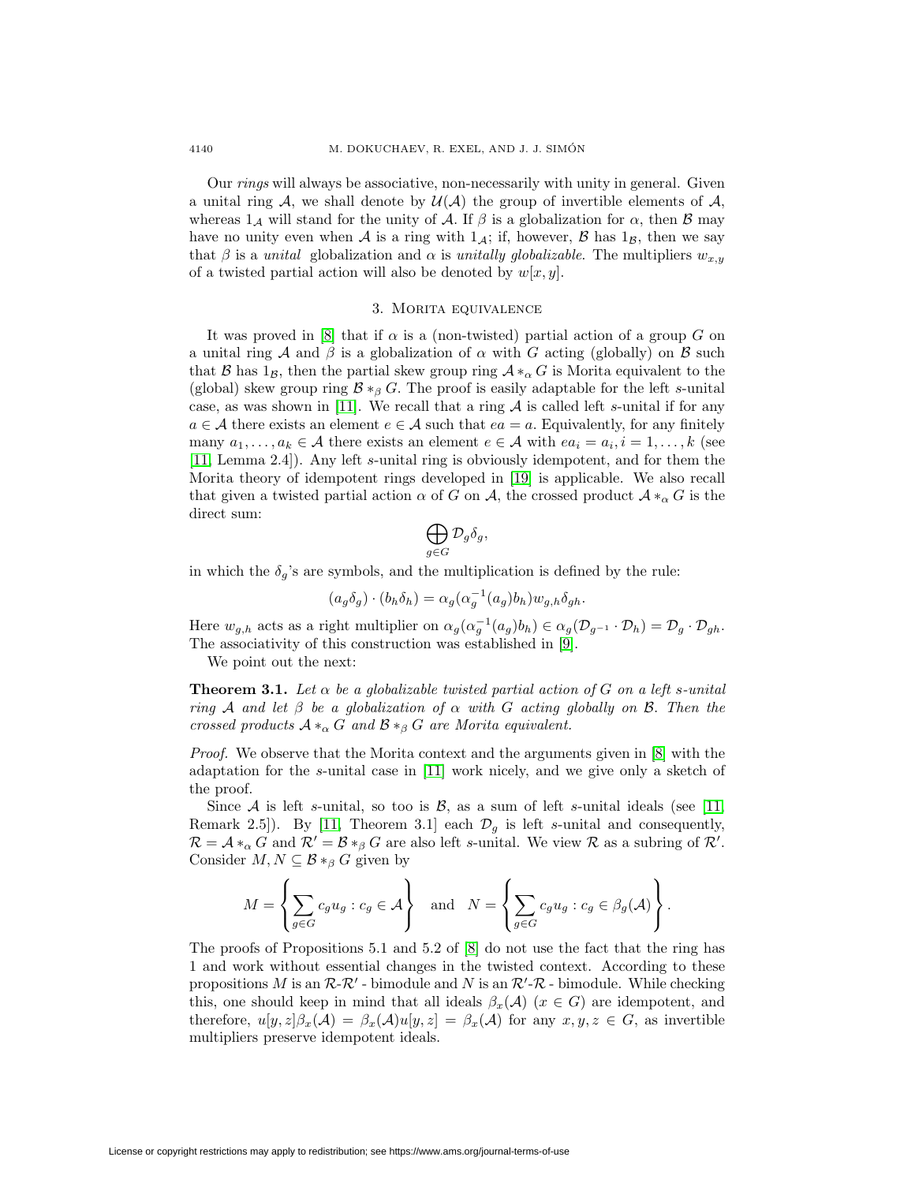Our *rings* will always be associative, non-necessarily with unity in general. Given a unital ring $\mathcal{A}$, we shall denote by $\mathcal{U}(\mathcal{A})$ the group of invertible elements of $\mathcal{A}$, whereas $1_{\mathcal{A}}$ will stand for the unity of $\mathcal{A}$. If $\beta$ is a globalization for $\alpha$, then $\mathcal{B}$ may have no unity even when $\mathcal{A}$ is a ring with $1_{\mathcal{A}}$; if, however, $\mathcal{B}$ has $1_{\mathcal{B}}$, then we say that $\beta$ is a *unital* globalization and $\alpha$ is *unitally globalizable*. The multipliers $w_{x,y}$ of a twisted partial action will also be denoted by $w[x, y]$.

## 3. Morita equivalence

It was proved in [8] that if $\alpha$ is a (non-twisted) partial action of a group $G$ on a unital ring $\mathcal{A}$ and $\beta$ is a globalization of $\alpha$ with $G$ acting (globally) on $\mathcal{B}$ such that $\mathcal{B}$ has $1_{\mathcal{B}}$, then the partial skew group ring $\mathcal{A} *_\alpha G$ is Morita equivalent to the (global) skew group ring $\mathcal{B} *_\beta G$. The proof is easily adaptable for the left $s$-unital case, as was shown in [11]. We recall that a ring $\mathcal{A}$ is called left $s$-unital if for any $a \in \mathcal{A}$ there exists an element $e \in \mathcal{A}$ such that $ea = a$. Equivalently, for any finitely many $a_1, \ldots, a_k \in \mathcal{A}$ there exists an element $e \in \mathcal{A}$ with $ea_i = a_i, i = 1, \ldots, k$ (see [11, Lemma 2.4]). Any left $s$-unital ring is obviously idempotent, and for them the Morita theory of idempotent rings developed in [19] is applicable. We also recall that given a twisted partial action $\alpha$ of $G$ on $\mathcal{A}$, the crossed product $\mathcal{A} *_\alpha G$ is the direct sum:

$$\bigoplus_{g \in G} \mathcal{D}_g \delta_g,$$

in which the $\delta_g$'s are symbols, and the multiplication is defined by the rule:

$$(a_g \delta_g) \cdot (b_h \delta_h) = \alpha_g(\alpha_g^{-1}(a_g) b_h) w_{g,h} \delta_{gh}.$$

Here $w_{g,h}$ acts as a right multiplier on $\alpha_g(\alpha_g^{-1}(a_g) b_h) \in \alpha_g(\mathcal{D}_{g^{-1}} \cdot \mathcal{D}_h) = \mathcal{D}_g \cdot \mathcal{D}_{gh}$. The associativity of this construction was established in [9].

We point out the next:

**Theorem 3.1.** *Let $\alpha$ be a globalizable twisted partial action of $G$ on a left $s$-unital ring $\mathcal{A}$ and let $\beta$ be a globalization of $\alpha$ with $G$ acting globally on $\mathcal{B}$. Then the crossed products $\mathcal{A} *_\alpha G$ and $\mathcal{B} *_\beta G$ are Morita equivalent.*

*Proof.* We observe that the Morita context and the arguments given in [8] with the adaptation for the $s$-unital case in [11] work nicely, and we give only a sketch of the proof.

Since $\mathcal{A}$ is left $s$-unital, so too is $\mathcal{B}$, as a sum of left $s$-unital ideals (see [11, Remark 2.5]). By [11, Theorem 3.1] each $\mathcal{D}_g$ is left $s$-unital and consequently, $\mathcal{R} = \mathcal{A} *_\alpha G$ and $\mathcal{R}' = \mathcal{B} *_\beta G$ are also left $s$-unital. We view $\mathcal{R}$ as a subring of $\mathcal{R}'$. Consider $M, N \subseteq \mathcal{B} *_\beta G$ given by

$$M = \left\{ \sum_{g \in G} c_g u_g : c_g \in \mathcal{A} \right\} \quad \text{and} \quad N = \left\{ \sum_{g \in G} c_g u_g : c_g \in \beta_g(\mathcal{A}) \right\}.$$

The proofs of Propositions 5.1 and 5.2 of [8] do not use the fact that the ring has 1 and work without essential changes in the twisted context. According to these propositions $M$ is an $\mathcal{R}$-$\mathcal{R}'$ - bimodule and $N$ is an $\mathcal{R}'$-$\mathcal{R}$ - bimodule. While checking this, one should keep in mind that all ideals $\beta_x(\mathcal{A})$ $(x \in G)$ are idempotent, and therefore, $u[y, z]\beta_x(\mathcal{A}) = \beta_x(\mathcal{A})u[y, z] = \beta_x(\mathcal{A})$ for any $x, y, z \in G$, as invertible multipliers preserve idempotent ideals.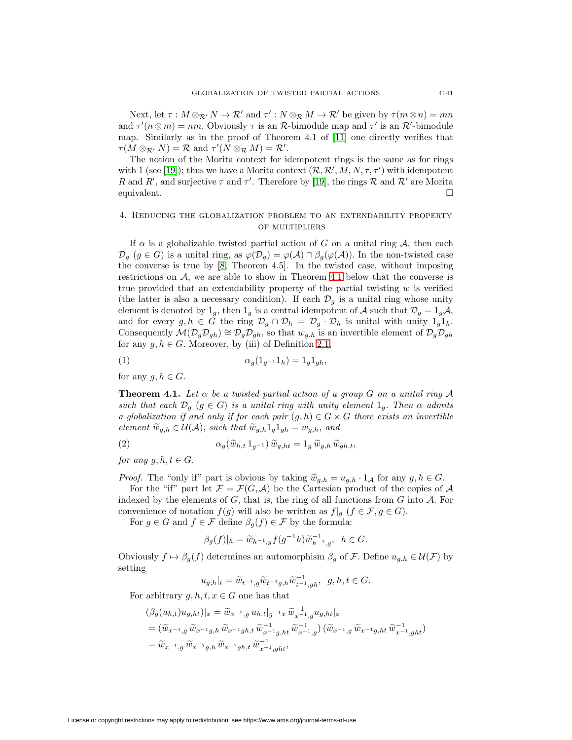Next, let $\tau : M \otimes_{\mathcal{R}'} N \to \mathcal{R}'$ and $\tau' : N \otimes_{\mathcal{R}} M \to \mathcal{R}'$ be given by $\tau(m \otimes n) = mn$ and $\tau'(n \otimes m) = nm$. Obviously $\tau$ is an $\mathcal{R}$-bimodule map and $\tau'$ is an $\mathcal{R}'$-bimodule map. Similarly as in the proof of Theorem 4.1 of [11] one directly verifies that $\tau(M \otimes_{\mathcal{R}'} N) = \mathcal{R}$ and $\tau'(N \otimes_{\mathcal{R}} M) = \mathcal{R}'$.

The notion of the Morita context for idempotent rings is the same as for rings with 1 (see [19]); thus we have a Morita context $(\mathcal{R}, \mathcal{R}', M, N, \tau, \tau')$ with idempotent $R$ and $R'$, and surjective $\tau$ and $\tau'$. Therefore by [19], the rings $\mathcal{R}$ and $\mathcal{R}'$ are Morita equivalent. $\square$

## 4. Reducing the globalization problem to an extendability property of multipliers

If $\alpha$ is a globalizable twisted partial action of $G$ on a unital ring $\mathcal{A}$, then each $\mathcal{D}_g$ $(g \in G)$ is a unital ring, as $\varphi(\mathcal{D}_g) = \varphi(\mathcal{A}) \cap \beta_g(\varphi(\mathcal{A}))$. In the non-twisted case the converse is true by [8, Theorem 4.5]. In the twisted case, without imposing restrictions on $\mathcal{A}$, we are able to show in Theorem 4.1 below that the converse is true provided that an extendability property of the partial twisting $w$ is verified (the latter is also a necessary condition). If each $\mathcal{D}_g$ is a unital ring whose unity element is denoted by $1_g$, then $1_g$ is a central idempotent of $\mathcal{A}$ such that $\mathcal{D}_g = 1_g\mathcal{A}$, and for every $g, h \in G$ the ring $\mathcal{D}_g \cap \mathcal{D}_h = \mathcal{D}_g \cdot \mathcal{D}_h$ is unital with unity $1_g 1_h$. Consequently $\mathcal{M}(\mathcal{D}_g\mathcal{D}_{gh}) \cong \mathcal{D}_g\mathcal{D}_{gh}$, so that $w_{g,h}$ is an invertible element of $\mathcal{D}_g\mathcal{D}_{gh}$ for any $g, h \in G$. Moreover, by (iii) of Definition 2.1,

$$\alpha_g(1_{g^{-1}} 1_h) = 1_g 1_{gh}, \tag{1}$$

for any $g, h \in G$.

**Theorem 4.1.** *Let $\alpha$ be a twisted partial action of a group $G$ on a unital ring $\mathcal{A}$ such that each $\mathcal{D}_g$ $(g \in G)$ is a unital ring with unity element $1_g$. Then $\alpha$ admits a globalization if and only if for each pair $(g,h) \in G \times G$ there exists an invertible element $\widetilde{w}_{g,h} \in \mathcal{U}(\mathcal{A})$, such that $\widetilde{w}_{g,h} 1_g 1_{gh} = w_{g,h}$, and*

$$\alpha_g(\widetilde{w}_{h,t}\, 1_{g^{-1}})\, \widetilde{w}_{g,ht} = 1_g\, \widetilde{w}_{g,h}\, \widetilde{w}_{gh,t}, \tag{2}$$

*for any $g, h, t \in G$.*

*Proof.* The "only if" part is obvious by taking $\widetilde{w}_{g,h} = u_{g,h} \cdot 1_{\mathcal{A}}$ for any $g, h \in G$.

For the "if" part let $\mathcal{F} = \mathcal{F}(G, \mathcal{A})$ be the Cartesian product of the copies of $\mathcal{A}$ indexed by the elements of $G$, that is, the ring of all functions from $G$ into $\mathcal{A}$. For convenience of notation $f(g)$ will also be written as $f|_g$ $(f \in \mathcal{F}, g \in G)$.

For $g \in G$ and $f \in \mathcal{F}$ define $\beta_g(f) \in \mathcal{F}$ by the formula:

$$\beta_g(f)|_h = \widetilde{w}_{h^{-1},g} f(g^{-1}h) \widetilde{w}^{-1}_{h^{-1},g}, \quad h \in G.$$

Obviously $f \mapsto \beta_g(f)$ determines an automorphism $\beta_g$ of $\mathcal{F}$. Define $u_{g,h} \in \mathcal{U}(\mathcal{F})$ by setting

$$u_{g,h}|_t = \widetilde{w}_{t^{-1},g} \widetilde{w}_{t^{-1}g,h} \widetilde{w}^{-1}_{t^{-1},gh}, \quad g, h, t \in G.$$

For arbitrary $g, h, t, x \in G$ one has that

$$\begin{aligned}
&(\beta_g(u_{h,t}) u_{g,ht})|_x = \widetilde{w}_{x^{-1},g}\, u_{h,t}|_{g^{-1}x}\, \widetilde{w}^{-1}_{x^{-1},g} u_{g,ht}|_x \\
&= (\widetilde{w}_{x^{-1},g}\, \widetilde{w}_{x^{-1}g,h}\, \widetilde{w}_{x^{-1}gh,t}\, \widetilde{w}^{-1}_{x^{-1}g,ht}\, \widetilde{w}^{-1}_{x^{-1},g})\, (\widetilde{w}_{x^{-1},g}\, \widetilde{w}_{x^{-1}g,ht}\, \widetilde{w}^{-1}_{x^{-1},ght}) \\
&= \widetilde{w}_{x^{-1},g}\, \widetilde{w}_{x^{-1}g,h}\, \widetilde{w}_{x^{-1}gh,t}\, \widetilde{w}^{-1}_{x^{-1},ght},
\end{aligned}$$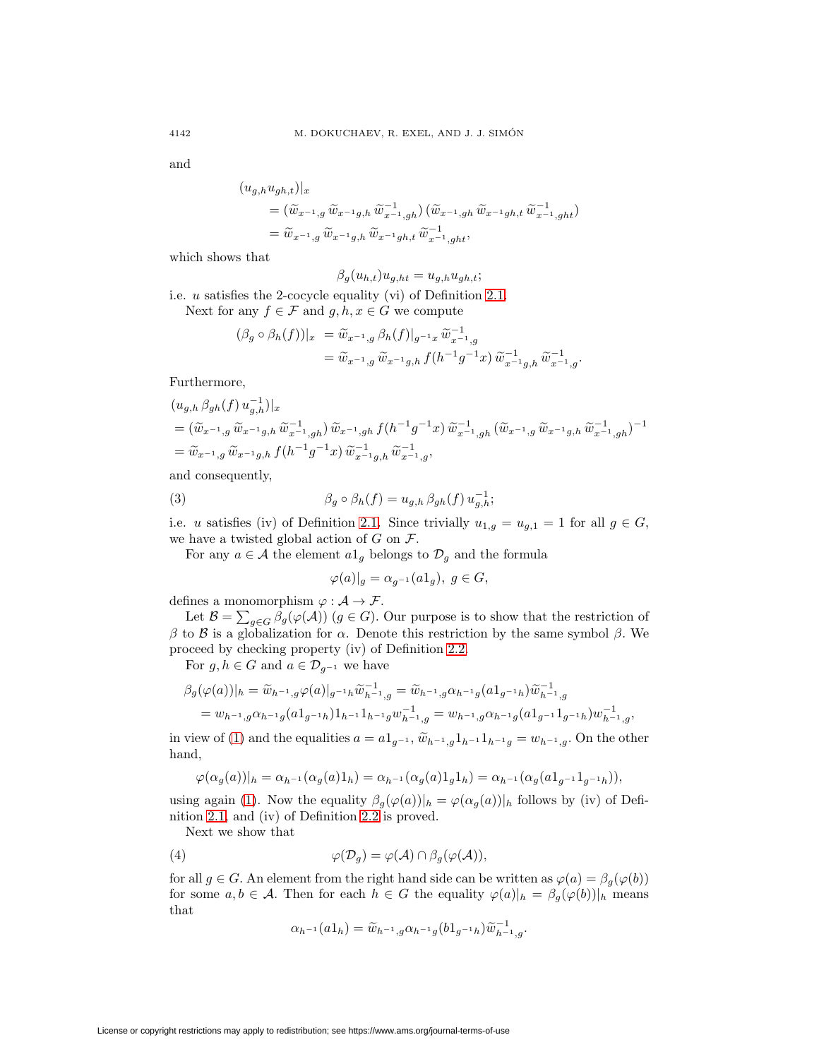and

$$
\begin{aligned}
&(u_{g,h}u_{gh,t})|_x \\
&\quad = (\widetilde{w}_{x^{-1},g}\,\widetilde{w}_{x^{-1}g,h}\,\widetilde{w}_{x^{-1},gh}^{-1})\,(\widetilde{w}_{x^{-1},gh}\,\widetilde{w}_{x^{-1}gh,t}\,\widetilde{w}_{x^{-1},ght}^{-1}) \\
&\quad = \widetilde{w}_{x^{-1},g}\,\widetilde{w}_{x^{-1}g,h}\,\widetilde{w}_{x^{-1}gh,t}\,\widetilde{w}_{x^{-1},ght}^{-1},
\end{aligned}
$$

which shows that

$$\beta_g(u_{h,t})u_{g,ht} = u_{g,h}u_{gh,t};$$

i.e. $u$ satisfies the 2-cocycle equality (vi) of Definition 2.1.

Next for any $f \in \mathcal{F}$ and $g, h, x \in G$ we compute

$$
\begin{aligned}
(\beta_g \circ \beta_h(f))|_x &= \widetilde{w}_{x^{-1},g}\,\beta_h(f)|_{g^{-1}x}\,\widetilde{w}_{x^{-1},g}^{-1} \\
&= \widetilde{w}_{x^{-1},g}\,\widetilde{w}_{x^{-1}g,h}\,f(h^{-1}g^{-1}x)\,\widetilde{w}_{x^{-1}g,h}^{-1}\,\widetilde{w}_{x^{-1},g}^{-1}.
\end{aligned}
$$

Furthermore,

$$
\begin{aligned}
&(u_{g,h}\,\beta_{gh}(f)\,u_{g,h}^{-1})|_x \\
&= (\widetilde{w}_{x^{-1},g}\,\widetilde{w}_{x^{-1}g,h}\,\widetilde{w}_{x^{-1},gh}^{-1})\,\widetilde{w}_{x^{-1},gh}\,f(h^{-1}g^{-1}x)\,\widetilde{w}_{x^{-1},gh}^{-1}\,(\widetilde{w}_{x^{-1},g}\,\widetilde{w}_{x^{-1}g,h}\,\widetilde{w}_{x^{-1},gh}^{-1})^{-1} \\
&= \widetilde{w}_{x^{-1},g}\,\widetilde{w}_{x^{-1}g,h}\,f(h^{-1}g^{-1}x)\,\widetilde{w}_{x^{-1}g,h}^{-1}\,\widetilde{w}_{x^{-1},g}^{-1},
\end{aligned}
$$

and consequently,

$$\beta_g \circ \beta_h(f) = u_{g,h}\,\beta_{gh}(f)\,u_{g,h}^{-1}; \tag{3}$$

i.e. $u$ satisfies (iv) of Definition 2.1. Since trivially $u_{1,g} = u_{g,1} = 1$ for all $g \in G$, we have a twisted global action of $G$ on $\mathcal{F}$.

For any $a \in \mathcal{A}$ the element $a1_g$ belongs to $\mathcal{D}_g$ and the formula

$$\varphi(a)|_g = \alpha_{g^{-1}}(a1_g),\ g \in G,$$

defines a monomorphism $\varphi : \mathcal{A} \to \mathcal{F}$.

Let $\mathcal{B} = \sum_{g\in G} \beta_g(\varphi(\mathcal{A}))$ $(g \in G)$. Our purpose is to show that the restriction of $\beta$ to $\mathcal{B}$ is a globalization for $\alpha$. Denote this restriction by the same symbol $\beta$. We proceed by checking property (iv) of Definition 2.2.

For $g, h \in G$ and $a \in \mathcal{D}_{g^{-1}}$ we have

$$
\begin{aligned}
\beta_g(\varphi(a))|_h &= \widetilde{w}_{h^{-1},g}\varphi(a)|_{g^{-1}h}\widetilde{w}_{h^{-1},g}^{-1} = \widetilde{w}_{h^{-1},g}\alpha_{h^{-1}g}(a1_{g^{-1}h})\widetilde{w}_{h^{-1},g}^{-1} \\
&= w_{h^{-1},g}\alpha_{h^{-1}g}(a1_{g^{-1}h})1_{h^{-1}}1_{h^{-1}g}w_{h^{-1},g}^{-1} = w_{h^{-1},g}\alpha_{h^{-1}g}(a1_{g^{-1}}1_{g^{-1}h})w_{h^{-1},g}^{-1},
\end{aligned}
$$

in view of (1) and the equalities $a = a1_{g^{-1}}$, $\widetilde{w}_{h^{-1},g}1_{h^{-1}}1_{h^{-1}g} = w_{h^{-1},g}$. On the other hand,

$$\varphi(\alpha_g(a))|_h = \alpha_{h^{-1}}(\alpha_g(a)1_h) = \alpha_{h^{-1}}(\alpha_g(a)1_g1_h) = \alpha_{h^{-1}}(\alpha_g(a1_{g^{-1}}1_{g^{-1}h})),$$

using again (1). Now the equality $\beta_g(\varphi(a))|_h = \varphi(\alpha_g(a))|_h$ follows by (iv) of Definition 2.1, and (iv) of Definition 2.2 is proved.

Next we show that

$$\varphi(\mathcal{D}_g) = \varphi(\mathcal{A}) \cap \beta_g(\varphi(\mathcal{A})), \tag{4}$$

for all $g \in G$. An element from the right hand side can be written as $\varphi(a) = \beta_g(\varphi(b))$ for some $a, b \in \mathcal{A}$. Then for each $h \in G$ the equality $\varphi(a)|_h = \beta_g(\varphi(b))|_h$ means that

$$\alpha_{h^{-1}}(a1_h) = \widetilde{w}_{h^{-1},g}\alpha_{h^{-1}g}(b1_{g^{-1}h})\widetilde{w}_{h^{-1},g}^{-1}.$$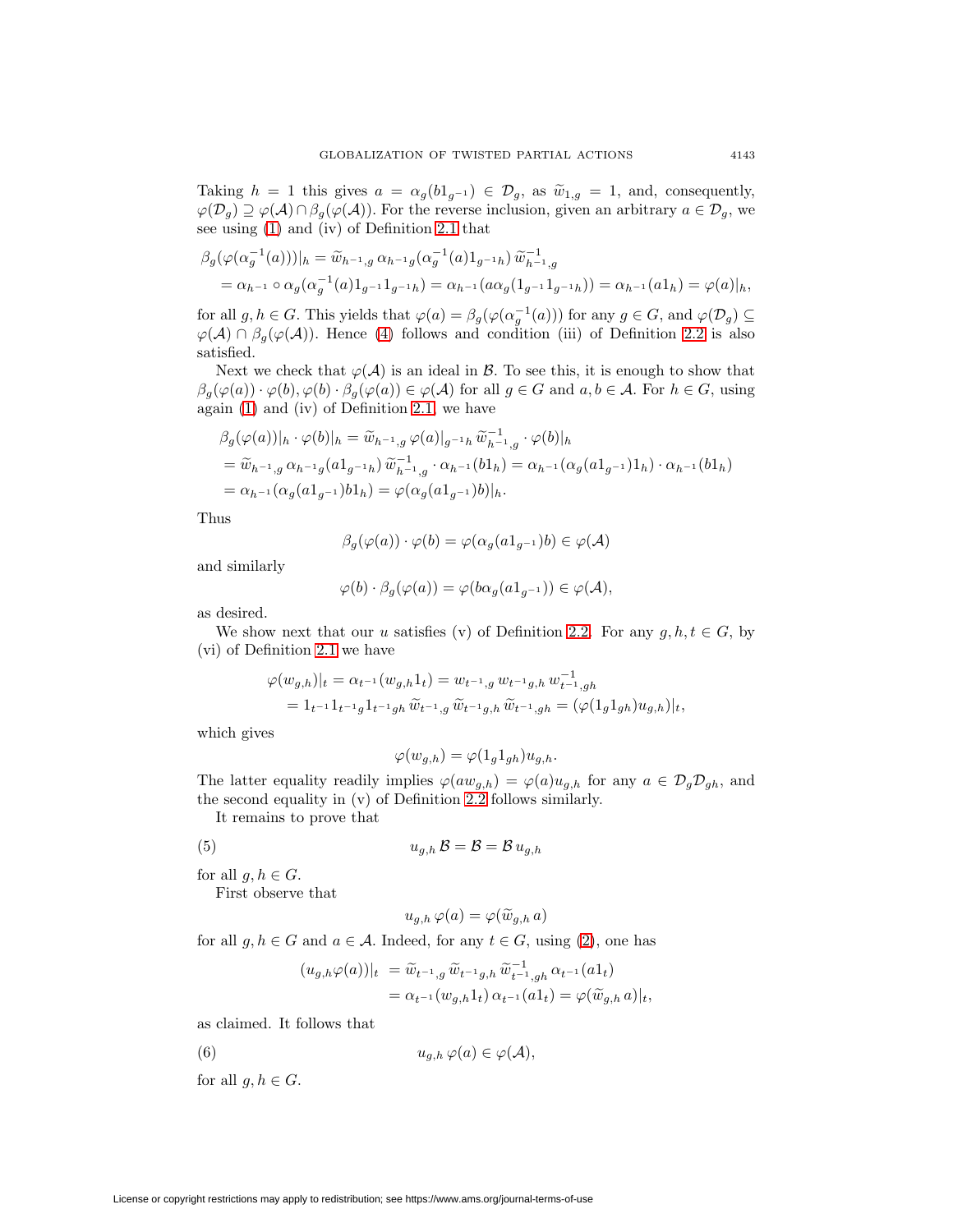Taking $h = 1$ this gives $a = \alpha_g(b1_{g^{-1}}) \in \mathcal{D}_g$, as $\widetilde{w}_{1,g} = 1$, and, consequently, $\varphi(\mathcal{D}_g) \supseteq \varphi(\mathcal{A}) \cap \beta_g(\varphi(\mathcal{A}))$. For the reverse inclusion, given an arbitrary $a \in \mathcal{D}_g$, we see using (1) and (iv) of Definition 2.1 that

$$
\begin{aligned}
\beta_g(\varphi(\alpha_g^{-1}(a)))|_h &= \widetilde{w}_{h^{-1},g}\, \alpha_{h^{-1}g}(\alpha_g^{-1}(a)1_{g^{-1}h})\, \widetilde{w}_{h^{-1},g}^{-1} \\
&= \alpha_{h^{-1}} \circ \alpha_g(\alpha_g^{-1}(a)1_{g^{-1}}1_{g^{-1}h}) = \alpha_{h^{-1}}(a\alpha_g(1_{g^{-1}}1_{g^{-1}h})) = \alpha_{h^{-1}}(a1_h) = \varphi(a)|_h,
\end{aligned}
$$

for all $g, h \in G$. This yields that $\varphi(a) = \beta_g(\varphi(\alpha_g^{-1}(a)))$ for any $g \in G$, and $\varphi(\mathcal{D}_g) \subseteq \varphi(\mathcal{A}) \cap \beta_g(\varphi(\mathcal{A}))$. Hence (4) follows and condition (iii) of Definition 2.2 is also satisfied.

Next we check that $\varphi(\mathcal{A})$ is an ideal in $\mathcal{B}$. To see this, it is enough to show that $\beta_g(\varphi(a)) \cdot \varphi(b), \varphi(b) \cdot \beta_g(\varphi(a)) \in \varphi(\mathcal{A})$ for all $g \in G$ and $a, b \in \mathcal{A}$. For $h \in G$, using again (1) and (iv) of Definition 2.1, we have

$$
\begin{aligned}
&\beta_g(\varphi(a))|_h \cdot \varphi(b)|_h = \widetilde{w}_{h^{-1},g}\, \varphi(a)|_{g^{-1}h}\, \widetilde{w}_{h^{-1},g}^{-1} \cdot \varphi(b)|_h \\
&= \widetilde{w}_{h^{-1},g}\, \alpha_{h^{-1}g}(a1_{g^{-1}h})\, \widetilde{w}_{h^{-1},g}^{-1} \cdot \alpha_{h^{-1}}(b1_h) = \alpha_{h^{-1}}(\alpha_g(a1_{g^{-1}})1_h) \cdot \alpha_{h^{-1}}(b1_h) \\
&= \alpha_{h^{-1}}(\alpha_g(a1_{g^{-1}})b1_h) = \varphi(\alpha_g(a1_{g^{-1}})b)|_h.
\end{aligned}
$$

Thus

$$\beta_g(\varphi(a)) \cdot \varphi(b) = \varphi(\alpha_g(a1_{g^{-1}})b) \in \varphi(\mathcal{A})$$

and similarly

$$\varphi(b) \cdot \beta_g(\varphi(a)) = \varphi(b\alpha_g(a1_{g^{-1}})) \in \varphi(\mathcal{A}),$$

as desired.

We show next that our $u$ satisfies (v) of Definition 2.2. For any $g, h, t \in G$, by (vi) of Definition 2.1 we have

$$
\begin{aligned}
\varphi(w_{g,h})|_t &= \alpha_{t^{-1}}(w_{g,h}1_t) = w_{t^{-1},g}\, w_{t^{-1}g,h}\, w_{t^{-1},gh}^{-1} \\
&= 1_{t^{-1}}1_{t^{-1}g}1_{t^{-1}gh}\, \widetilde{w}_{t^{-1},g}\, \widetilde{w}_{t^{-1}g,h}\, \widetilde{w}_{t^{-1},gh} = (\varphi(1_g1_{gh})u_{g,h})|_t,
\end{aligned}
$$

which gives

$$\varphi(w_{g,h}) = \varphi(1_g1_{gh})u_{g,h}.$$

The latter equality readily implies $\varphi(aw_{g,h}) = \varphi(a)u_{g,h}$ for any $a \in \mathcal{D}_g\mathcal{D}_{gh}$, and the second equality in (v) of Definition 2.2 follows similarly.

It remains to prove that

$$u_{g,h}\, \mathcal{B} = \mathcal{B} = \mathcal{B}\, u_{g,h} \tag{5}$$

for all $g, h \in G$.

First observe that

$$u_{g,h}\, \varphi(a) = \varphi(\widetilde{w}_{g,h}\, a)$$

for all $g, h \in G$ and $a \in \mathcal{A}$. Indeed, for any $t \in G$, using (2), one has

$$
\begin{aligned}
(u_{g,h}\varphi(a))|_t &= \widetilde{w}_{t^{-1},g}\, \widetilde{w}_{t^{-1}g,h}\, \widetilde{w}_{t^{-1},gh}^{-1}\, \alpha_{t^{-1}}(a1_t) \\
&= \alpha_{t^{-1}}(w_{g,h}1_t)\, \alpha_{t^{-1}}(a1_t) = \varphi(\widetilde{w}_{g,h}\, a)|_t,
\end{aligned}
$$

as claimed. It follows that

$$u_{g,h}\, \varphi(a) \in \varphi(\mathcal{A}), \tag{6}$$

for all $g, h \in G$.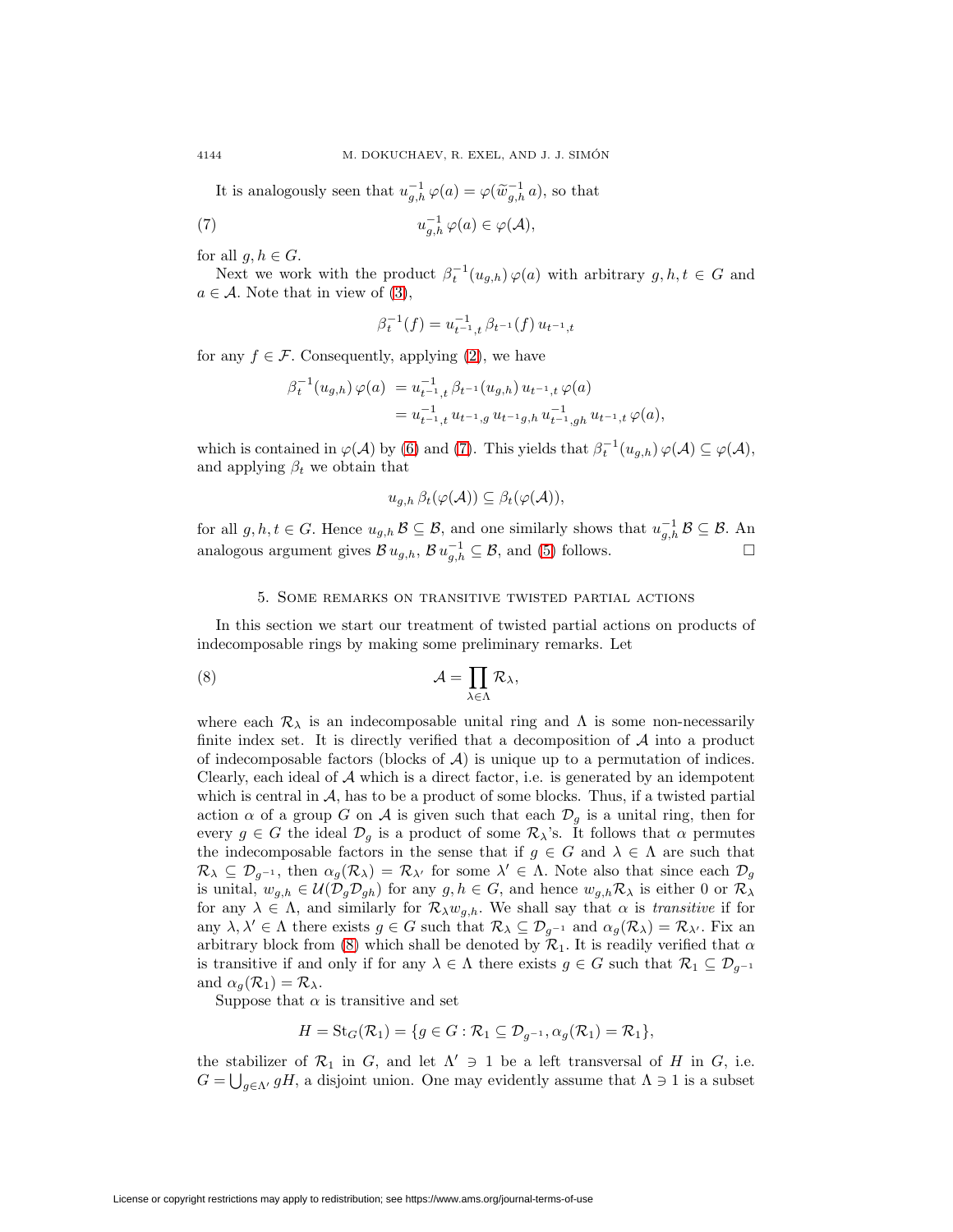It is analogously seen that $u_{g,h}^{-1}\,\varphi(a) = \varphi(\widetilde{w}_{g,h}^{-1}\,a)$, so that

$$u_{g,h}^{-1}\,\varphi(a) \in \varphi(\mathcal{A}), \tag{7}$$

for all $g, h \in G$.

Next we work with the product $\beta_t^{-1}(u_{g,h})\,\varphi(a)$ with arbitrary $g, h, t \in G$ and $a \in \mathcal{A}$. Note that in view of (3),

$$\beta_t^{-1}(f) = u_{t^{-1},t}^{-1}\,\beta_{t^{-1}}(f)\,u_{t^{-1},t}$$

for any $f \in \mathcal{F}$. Consequently, applying (2), we have

$$\begin{aligned}
\beta_t^{-1}(u_{g,h})\,\varphi(a) &= u_{t^{-1},t}^{-1}\,\beta_{t^{-1}}(u_{g,h})\,u_{t^{-1},t}\,\varphi(a)\\
&= u_{t^{-1},t}^{-1}\,u_{t^{-1},g}\,u_{t^{-1}g,h}\,u_{t^{-1},gh}^{-1}\,u_{t^{-1},t}\,\varphi(a),
\end{aligned}$$

which is contained in $\varphi(\mathcal{A})$ by (6) and (7). This yields that $\beta_t^{-1}(u_{g,h})\,\varphi(\mathcal{A}) \subseteq \varphi(\mathcal{A})$, and applying $\beta_t$ we obtain that

$$u_{g,h}\,\beta_t(\varphi(\mathcal{A})) \subseteq \beta_t(\varphi(\mathcal{A})),$$

for all $g, h, t \in G$. Hence $u_{g,h}\,\mathcal{B} \subseteq \mathcal{B}$, and one similarly shows that $u_{g,h}^{-1}\,\mathcal{B} \subseteq \mathcal{B}$. An analogous argument gives $\mathcal{B}\,u_{g,h}$, $\mathcal{B}\,u_{g,h}^{-1} \subseteq \mathcal{B}$, and (5) follows. □

## 5. Some remarks on transitive twisted partial actions

In this section we start our treatment of twisted partial actions on products of indecomposable rings by making some preliminary remarks. Let

$$\mathcal{A} = \prod_{\lambda \in \Lambda} \mathcal{R}_\lambda, \tag{8}$$

where each $\mathcal{R}_\lambda$ is an indecomposable unital ring and $\Lambda$ is some non-necessarily finite index set. It is directly verified that a decomposition of $\mathcal{A}$ into a product of indecomposable factors (blocks of $\mathcal{A}$) is unique up to a permutation of indices. Clearly, each ideal of $\mathcal{A}$ which is a direct factor, i.e. is generated by an idempotent which is central in $\mathcal{A}$, has to be a product of some blocks. Thus, if a twisted partial action $\alpha$ of a group $G$ on $\mathcal{A}$ is given such that each $\mathcal{D}_g$ is a unital ring, then for every $g \in G$ the ideal $\mathcal{D}_g$ is a product of some $\mathcal{R}_\lambda$'s. It follows that $\alpha$ permutes the indecomposable factors in the sense that if $g \in G$ and $\lambda \in \Lambda$ are such that $\mathcal{R}_\lambda \subseteq \mathcal{D}_{g^{-1}}$, then $\alpha_g(\mathcal{R}_\lambda) = \mathcal{R}_{\lambda'}$ for some $\lambda' \in \Lambda$. Note also that since each $\mathcal{D}_g$ is unital, $w_{g,h} \in \mathcal{U}(\mathcal{D}_g\mathcal{D}_{gh})$ for any $g, h \in G$, and hence $w_{g,h}\mathcal{R}_\lambda$ is either $0$ or $\mathcal{R}_\lambda$ for any $\lambda \in \Lambda$, and similarly for $\mathcal{R}_\lambda w_{g,h}$. We shall say that $\alpha$ is *transitive* if for any $\lambda, \lambda' \in \Lambda$ there exists $g \in G$ such that $\mathcal{R}_\lambda \subseteq \mathcal{D}_{g^{-1}}$ and $\alpha_g(\mathcal{R}_\lambda) = \mathcal{R}_{\lambda'}$. Fix an arbitrary block from (8) which shall be denoted by $\mathcal{R}_1$. It is readily verified that $\alpha$ is transitive if and only if for any $\lambda \in \Lambda$ there exists $g \in G$ such that $\mathcal{R}_1 \subseteq \mathcal{D}_{g^{-1}}$ and $\alpha_g(\mathcal{R}_1) = \mathcal{R}_\lambda$.

Suppose that $\alpha$ is transitive and set

$$H = \mathrm{St}_G(\mathcal{R}_1) = \{g \in G : \mathcal{R}_1 \subseteq \mathcal{D}_{g^{-1}}, \alpha_g(\mathcal{R}_1) = \mathcal{R}_1\},$$

the stabilizer of $\mathcal{R}_1$ in $G$, and let $\Lambda' \ni 1$ be a left transversal of $H$ in $G$, i.e. $G = \bigcup_{g \in \Lambda'} gH$, a disjoint union. One may evidently assume that $\Lambda \ni 1$ is a subset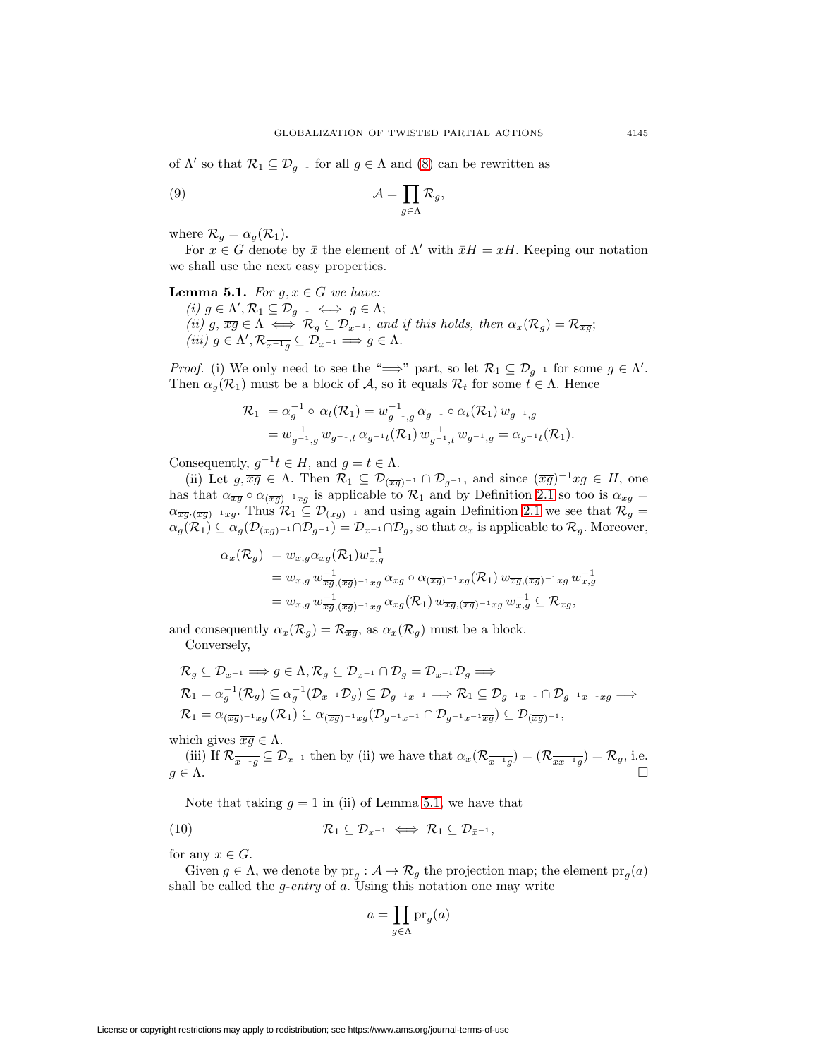of $\Lambda'$ so that $\mathcal{R}_1 \subseteq \mathcal{D}_{g^{-1}}$ for all $g \in \Lambda$ and (8) can be rewritten as

$$\mathcal{A} = \prod_{g\in\Lambda} \mathcal{R}_g, \tag{9}$$

where $\mathcal{R}_g = \alpha_g(\mathcal{R}_1)$.

For $x \in G$ denote by $\bar{x}$ the element of $\Lambda'$ with $\bar{x}H = xH$. Keeping our notation we shall use the next easy properties.

**Lemma 5.1.** *For $g, x \in G$ we have:*
*(i) $g \in \Lambda', \mathcal{R}_1 \subseteq \mathcal{D}_{g^{-1}} \iff g \in \Lambda$;*
*(ii) $g$, $\overline{xg} \in \Lambda \iff \mathcal{R}_g \subseteq \mathcal{D}_{x^{-1}}$, and if this holds, then $\alpha_x(\mathcal{R}_g) = \mathcal{R}_{\overline{xg}}$;*
*(iii) $g \in \Lambda', \mathcal{R}_{\overline{x^{-1}g}} \subseteq \mathcal{D}_{x^{-1}} \Longrightarrow g \in \Lambda$.*

*Proof.* (i) We only need to see the "$\Longrightarrow$" part, so let $\mathcal{R}_1 \subseteq \mathcal{D}_{g^{-1}}$ for some $g \in \Lambda'$. Then $\alpha_g(\mathcal{R}_1)$ must be a block of $\mathcal{A}$, so it equals $\mathcal{R}_t$ for some $t \in \Lambda$. Hence

$$\begin{aligned}
\mathcal{R}_1 &= \alpha_g^{-1} \circ \alpha_t(\mathcal{R}_1) = w_{g^{-1},g}^{-1}\, \alpha_{g^{-1}} \circ \alpha_t(\mathcal{R}_1)\, w_{g^{-1},g} \\
&= w_{g^{-1},g}^{-1}\, w_{g^{-1},t}\, \alpha_{g^{-1}t}(\mathcal{R}_1)\, w_{g^{-1},t}^{-1}\, w_{g^{-1},g} = \alpha_{g^{-1}t}(\mathcal{R}_1).
\end{aligned}$$

Consequently, $g^{-1}t \in H$, and $g = t \in \Lambda$.

(ii) Let $g, \overline{xg} \in \Lambda$. Then $\mathcal{R}_1 \subseteq \mathcal{D}_{(\overline{xg})^{-1}} \cap \mathcal{D}_{g^{-1}}$, and since $(\overline{xg})^{-1}xg \in H$, one has that $\alpha_{\overline{xg}} \circ \alpha_{(\overline{xg})^{-1}xg}$ is applicable to $\mathcal{R}_1$ and by Definition 2.1 so too is $\alpha_{xg} = \alpha_{\overline{xg}\cdot(\overline{xg})^{-1}xg}$. Thus $\mathcal{R}_1 \subseteq \mathcal{D}_{(xg)^{-1}}$ and using again Definition 2.1 we see that $\mathcal{R}_g = \alpha_g(\mathcal{R}_1) \subseteq \alpha_g(\mathcal{D}_{(xg)^{-1}} \cap \mathcal{D}_{g^{-1}}) = \mathcal{D}_{x^{-1}} \cap \mathcal{D}_g$, so that $\alpha_x$ is applicable to $\mathcal{R}_g$. Moreover,

$$\begin{aligned}
\alpha_x(\mathcal{R}_g) &= w_{x,g}\alpha_{xg}(\mathcal{R}_1)w_{x,g}^{-1} \\
&= w_{x,g}\, w_{\overline{xg},(\overline{xg})^{-1}xg}^{-1}\, \alpha_{\overline{xg}} \circ \alpha_{(\overline{xg})^{-1}xg}(\mathcal{R}_1)\, w_{\overline{xg},(\overline{xg})^{-1}xg}\, w_{x,g}^{-1} \\
&= w_{x,g}\, w_{\overline{xg},(\overline{xg})^{-1}xg}^{-1}\, \alpha_{\overline{xg}}(\mathcal{R}_1)\, w_{\overline{xg},(\overline{xg})^{-1}xg}\, w_{x,g}^{-1} \subseteq \mathcal{R}_{\overline{xg}},
\end{aligned}$$

and consequently $\alpha_x(\mathcal{R}_g) = \mathcal{R}_{\overline{xg}}$, as $\alpha_x(\mathcal{R}_g)$ must be a block.

Conversely,

$$\begin{aligned}
&\mathcal{R}_g \subseteq \mathcal{D}_{x^{-1}} \Longrightarrow g \in \Lambda, \mathcal{R}_g \subseteq \mathcal{D}_{x^{-1}} \cap \mathcal{D}_g = \mathcal{D}_{x^{-1}}\mathcal{D}_g \Longrightarrow \\
&\mathcal{R}_1 = \alpha_g^{-1}(\mathcal{R}_g) \subseteq \alpha_g^{-1}(\mathcal{D}_{x^{-1}}\mathcal{D}_g) \subseteq \mathcal{D}_{g^{-1}x^{-1}} \Longrightarrow \mathcal{R}_1 \subseteq \mathcal{D}_{g^{-1}x^{-1}} \cap \mathcal{D}_{g^{-1}x^{-1}\overline{xg}} \Longrightarrow \\
&\mathcal{R}_1 = \alpha_{(\overline{xg})^{-1}xg}\,(\mathcal{R}_1) \subseteq \alpha_{(\overline{xg})^{-1}xg}(\mathcal{D}_{g^{-1}x^{-1}} \cap \mathcal{D}_{g^{-1}x^{-1}\overline{xg}}) \subseteq \mathcal{D}_{(\overline{xg})^{-1}},
\end{aligned}$$

which gives $\overline{xg} \in \Lambda$.

(iii) If $\mathcal{R}_{\overline{x^{-1}g}} \subseteq \mathcal{D}_{x^{-1}}$ then by (ii) we have that $\alpha_x(\mathcal{R}_{\overline{x^{-1}g}}) = (\mathcal{R}_{\overline{xx^{-1}g}}) = \mathcal{R}_g$, i.e. $g \in \Lambda$. $\square$

Note that taking $g = 1$ in (ii) of Lemma 5.1, we have that

$$\mathcal{R}_1 \subseteq \mathcal{D}_{x^{-1}} \iff \mathcal{R}_1 \subseteq \mathcal{D}_{\bar{x}^{-1}}, \tag{10}$$

for any $x \in G$.

Given $g \in \Lambda$, we denote by $\mathrm{pr}_g : \mathcal{A} \to \mathcal{R}_g$ the projection map; the element $\mathrm{pr}_g(a)$ shall be called the *$g$-entry* of $a$. Using this notation one may write

$$a = \prod_{g\in\Lambda} \mathrm{pr}_g(a)$$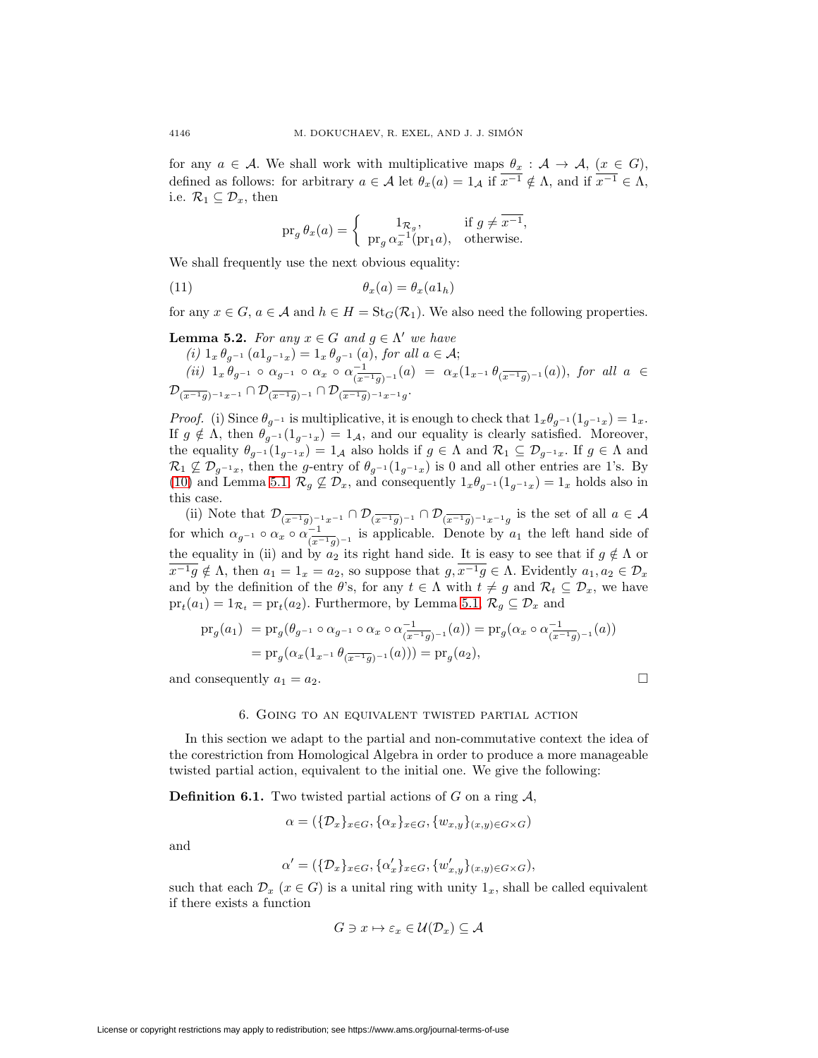for any $a \in \mathcal{A}$. We shall work with multiplicative maps $\theta_x : \mathcal{A} \to \mathcal{A}$, $(x \in G)$, defined as follows: for arbitrary $a \in \mathcal{A}$ let $\theta_x(a) = 1_{\mathcal{A}}$ if $\overline{x^{-1}} \notin \Lambda$, and if $\overline{x^{-1}} \in \Lambda$, i.e. $\mathcal{R}_1 \subseteq \mathcal{D}_x$, then

$$\mathrm{pr}_g\, \theta_x(a) = \begin{cases} 1_{\mathcal{R}_g}, & \text{if } g \neq \overline{x^{-1}}, \\ \mathrm{pr}_g\, \alpha_x^{-1}(\mathrm{pr}_1 a), & \text{otherwise.} \end{cases}$$

We shall frequently use the next obvious equality:

$$\theta_x(a) = \theta_x(a 1_h) \tag{11}$$

for any $x \in G$, $a \in \mathcal{A}$ and $h \in H = \mathrm{St}_G(\mathcal{R}_1)$. We also need the following properties.

**Lemma 5.2.** *For any $x \in G$ and $g \in \Lambda'$ we have*

*(i) $1_x \theta_{g^{-1}}(a 1_{g^{-1}x}) = 1_x \theta_{g^{-1}}(a)$, for all $a \in \mathcal{A}$;*

*(ii) $1_x \theta_{g^{-1}} \circ \alpha_{g^{-1}} \circ \alpha_x \circ \alpha^{-1}_{(\overline{x^{-1}g})^{-1}}(a) = \alpha_x(1_{x^{-1}}\theta_{(\overline{x^{-1}g})^{-1}}(a))$, for all $a \in \mathcal{D}_{(\overline{x^{-1}g})^{-1}x^{-1}} \cap \mathcal{D}_{(\overline{x^{-1}g})^{-1}} \cap \mathcal{D}_{(\overline{x^{-1}g})^{-1}x^{-1}g}$.*

*Proof.* (i) Since $\theta_{g^{-1}}$ is multiplicative, it is enough to check that $1_x\theta_{g^{-1}}(1_{g^{-1}x}) = 1_x$. If $g \notin \Lambda$, then $\theta_{g^{-1}}(1_{g^{-1}x}) = 1_{\mathcal{A}}$, and our equality is clearly satisfied. Moreover, the equality $\theta_{g^{-1}}(1_{g^{-1}x}) = 1_{\mathcal{A}}$ also holds if $g \in \Lambda$ and $\mathcal{R}_1 \subseteq \mathcal{D}_{g^{-1}x}$. If $g \in \Lambda$ and $\mathcal{R}_1 \not\subseteq \mathcal{D}_{g^{-1}x}$, then the $g$-entry of $\theta_{g^{-1}}(1_{g^{-1}x})$ is 0 and all other entries are 1's. By (10) and Lemma 5.1, $\mathcal{R}_g \not\subseteq \mathcal{D}_x$, and consequently $1_x\theta_{g^{-1}}(1_{g^{-1}x}) = 1_x$ holds also in this case.

(ii) Note that $\mathcal{D}_{(\overline{x^{-1}g})^{-1}x^{-1}} \cap \mathcal{D}_{(\overline{x^{-1}g})^{-1}} \cap \mathcal{D}_{(\overline{x^{-1}g})^{-1}x^{-1}g}$ is the set of all $a \in \mathcal{A}$ for which $\alpha_{g^{-1}} \circ \alpha_x \circ \alpha^{-1}_{(\overline{x^{-1}g})^{-1}}$ is applicable. Denote by $a_1$ the left hand side of the equality in (ii) and by $a_2$ its right hand side. It is easy to see that if $g \notin \Lambda$ or $\overline{x^{-1}g} \notin \Lambda$, then $a_1 = 1_x = a_2$, so suppose that $g, \overline{x^{-1}g} \in \Lambda$. Evidently $a_1, a_2 \in \mathcal{D}_x$ and by the definition of the $\theta$'s, for any $t \in \Lambda$ with $t \neq g$ and $\mathcal{R}_t \subseteq \mathcal{D}_x$, we have $\mathrm{pr}_t(a_1) = 1_{\mathcal{R}_t} = \mathrm{pr}_t(a_2)$. Furthermore, by Lemma 5.1, $\mathcal{R}_g \subseteq \mathcal{D}_x$ and

$$\begin{aligned}
\mathrm{pr}_g(a_1) &= \mathrm{pr}_g(\theta_{g^{-1}} \circ \alpha_{g^{-1}} \circ \alpha_x \circ \alpha^{-1}_{(\overline{x^{-1}g})^{-1}}(a)) = \mathrm{pr}_g(\alpha_x \circ \alpha^{-1}_{(\overline{x^{-1}g})^{-1}}(a)) \\
&= \mathrm{pr}_g(\alpha_x(1_{x^{-1}}\theta_{(\overline{x^{-1}g})^{-1}}(a))) = \mathrm{pr}_g(a_2),
\end{aligned}$$

and consequently $a_1 = a_2$. $\square$

## 6. Going to an equivalent twisted partial action

In this section we adapt to the partial and non-commutative context the idea of the corestriction from Homological Algebra in order to produce a more manageable twisted partial action, equivalent to the initial one. We give the following:

**Definition 6.1.** Two twisted partial actions of $G$ on a ring $\mathcal{A}$,

$$\alpha = (\{\mathcal{D}_x\}_{x \in G}, \{\alpha_x\}_{x \in G}, \{w_{x,y}\}_{(x,y) \in G \times G})$$

and

$$\alpha' = (\{\mathcal{D}_x\}_{x \in G}, \{\alpha'_x\}_{x \in G}, \{w'_{x,y}\}_{(x,y) \in G \times G}),$$

such that each $\mathcal{D}_x$ $(x \in G)$ is a unital ring with unity $1_x$, shall be called equivalent if there exists a function

$$G \ni x \mapsto \varepsilon_x \in \mathcal{U}(\mathcal{D}_x) \subseteq \mathcal{A}$$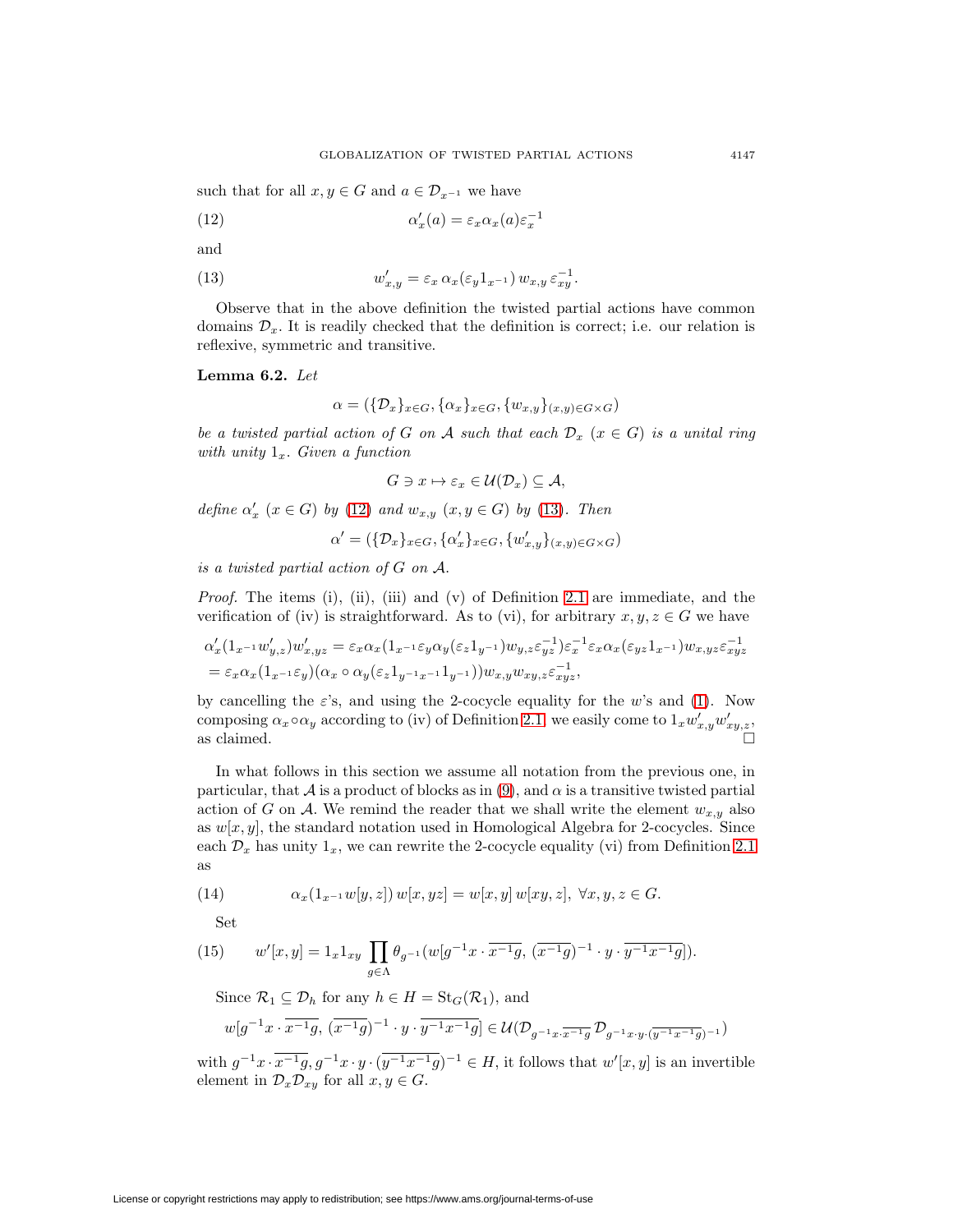such that for all $x, y \in G$ and $a \in \mathcal{D}_{x^{-1}}$ we have

$$\alpha'_x(a) = \varepsilon_x \alpha_x(a) \varepsilon_x^{-1} \tag{12}$$

and

$$w'_{x,y} = \varepsilon_x \, \alpha_x(\varepsilon_y 1_{x^{-1}}) \, w_{x,y} \, \varepsilon_{xy}^{-1}. \tag{13}$$

Observe that in the above definition the twisted partial actions have common domains $\mathcal{D}_x$. It is readily checked that the definition is correct; i.e. our relation is reflexive, symmetric and transitive.

**Lemma 6.2.** *Let*

$$\alpha = (\{\mathcal{D}_x\}_{x \in G}, \{\alpha_x\}_{x \in G}, \{w_{x,y}\}_{(x,y) \in G \times G})$$

*be a twisted partial action of $G$ on $\mathcal{A}$ such that each $\mathcal{D}_x$ $(x \in G)$ is a unital ring with unity $1_x$. Given a function*

$$G \ni x \mapsto \varepsilon_x \in \mathcal{U}(\mathcal{D}_x) \subseteq \mathcal{A},$$

*define $\alpha'_x$ $(x \in G)$ by (12) and $w_{x,y}$ $(x, y \in G)$ by (13). Then*

$$\alpha' = (\{\mathcal{D}_x\}_{x \in G}, \{\alpha'_x\}_{x \in G}, \{w'_{x,y}\}_{(x,y) \in G \times G})$$

*is a twisted partial action of $G$ on $\mathcal{A}$.*

*Proof.* The items (i), (ii), (iii) and (v) of Definition 2.1 are immediate, and the verification of (iv) is straightforward. As to (vi), for arbitrary $x, y, z \in G$ we have

$$\begin{aligned}
&\alpha'_x(1_{x^{-1}} w'_{y,z}) w'_{x,yz} = \varepsilon_x \alpha_x(1_{x^{-1}} \varepsilon_y \alpha_y(\varepsilon_z 1_{y^{-1}}) w_{y,z} \varepsilon_{yz}^{-1}) \varepsilon_x^{-1} \varepsilon_x \alpha_x(\varepsilon_{yz} 1_{x^{-1}}) w_{x,yz} \varepsilon_{xyz}^{-1} \\
&= \varepsilon_x \alpha_x(1_{x^{-1}} \varepsilon_y)(\alpha_x \circ \alpha_y(\varepsilon_z 1_{y^{-1} x^{-1}} 1_{y^{-1}})) w_{x,y} w_{xy,z} \varepsilon_{xyz}^{-1},
\end{aligned}$$

by cancelling the $\varepsilon$'s, and using the 2-cocycle equality for the $w$'s and (1). Now composing $\alpha_x \circ \alpha_y$ according to (iv) of Definition 2.1, we easily come to $1_x w'_{x,y} w'_{xy,z}$, as claimed. $\square$

In what follows in this section we assume all notation from the previous one, in particular, that $\mathcal{A}$ is a product of blocks as in (9), and $\alpha$ is a transitive twisted partial action of $G$ on $\mathcal{A}$. We remind the reader that we shall write the element $w_{x,y}$ also as $w[x, y]$, the standard notation used in Homological Algebra for 2-cocycles. Since each $\mathcal{D}_x$ has unity $1_x$, we can rewrite the 2-cocycle equality (vi) from Definition 2.1 as

$$\alpha_x(1_{x^{-1}} w[y, z]) \, w[x, yz] = w[x, y] \, w[xy, z], \ \forall x, y, z \in G. \tag{14}$$

Set

$$w'[x, y] = 1_x 1_{xy} \prod_{g \in \Lambda} \theta_{g^{-1}}(w[g^{-1}x \cdot \overline{x^{-1}g}, \, (\overline{x^{-1}g})^{-1} \cdot y \cdot \overline{y^{-1}x^{-1}g}]). \tag{15}$$

Since $\mathcal{R}_1 \subseteq \mathcal{D}_h$ for any $h \in H = \operatorname{St}_G(\mathcal{R}_1)$, and

$$w[g^{-1}x \cdot \overline{x^{-1}g}, \, (\overline{x^{-1}g})^{-1} \cdot y \cdot \overline{y^{-1}x^{-1}g}] \in \mathcal{U}(\mathcal{D}_{g^{-1}x \cdot \overline{x^{-1}g}} \, \mathcal{D}_{g^{-1}x \cdot y \cdot (\overline{y^{-1}x^{-1}g})^{-1}})$$

with $g^{-1}x \cdot \overline{x^{-1}g}, g^{-1}x \cdot y \cdot (\overline{y^{-1}x^{-1}g})^{-1} \in H$, it follows that $w'[x, y]$ is an invertible element in $\mathcal{D}_x \mathcal{D}_{xy}$ for all $x, y \in G$.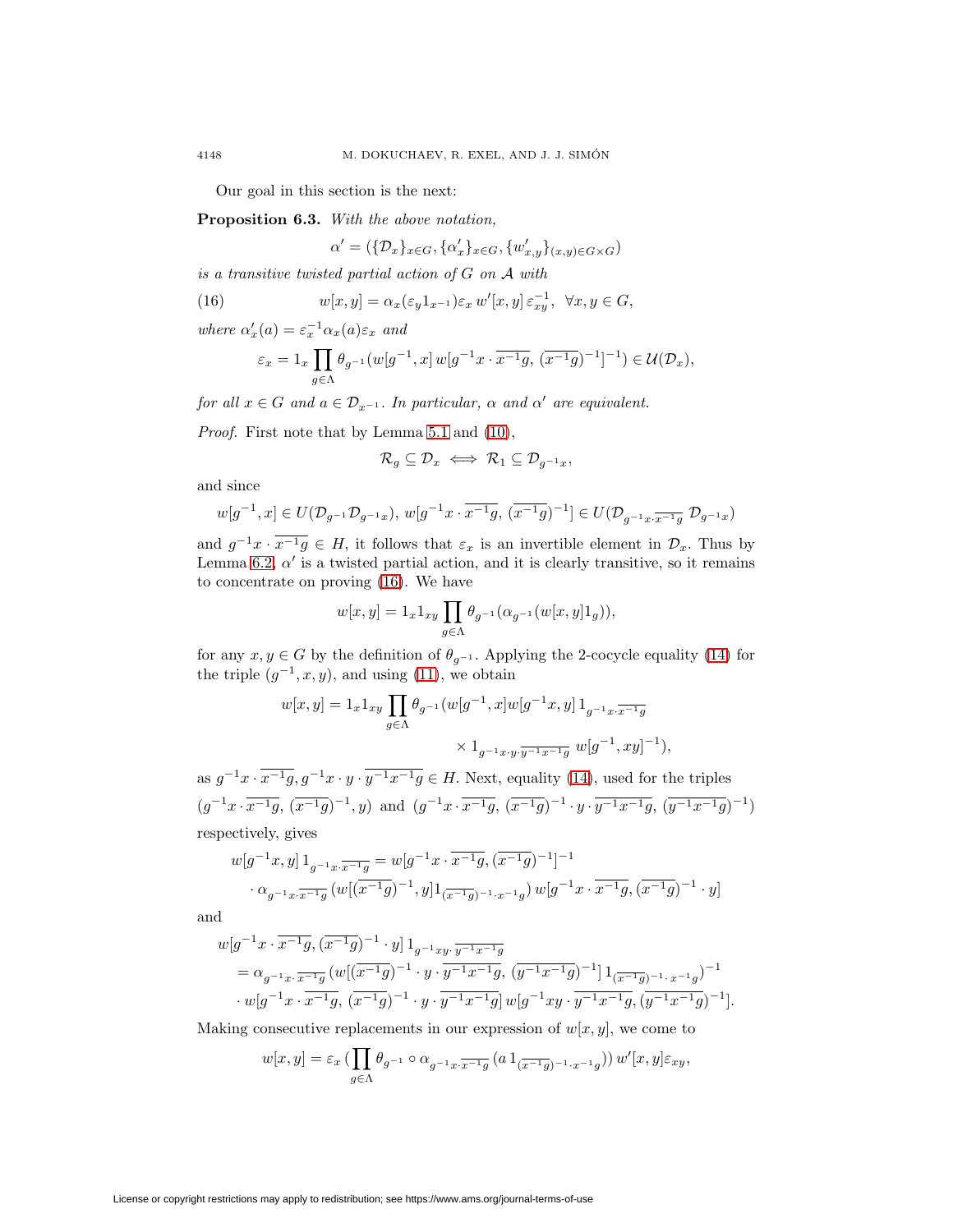Our goal in this section is the next:

**Proposition 6.3.** *With the above notation,*

$$\alpha' = (\{\mathcal{D}_x\}_{x\in G}, \{\alpha'_x\}_{x\in G}, \{w'_{x,y}\}_{(x,y)\in G\times G})$$

*is a transitive twisted partial action of $G$ on $\mathcal{A}$ with*

$$w[x,y] = \alpha_x(\varepsilon_y 1_{x^{-1}})\varepsilon_x\, w'[x,y]\,\varepsilon_{xy}^{-1}, \ \ \forall x,y\in G, \tag{16}$$

*where $\alpha'_x(a) = \varepsilon_x^{-1}\alpha_x(a)\varepsilon_x$ and*

$$\varepsilon_x = 1_x \prod_{g\in\Lambda} \theta_{g^{-1}}(w[g^{-1},x]\, w[g^{-1}x\cdot \overline{x^{-1}g},\, (\overline{x^{-1}g})^{-1}]^{-1}) \in \mathcal{U}(\mathcal{D}_x),$$

*for all $x\in G$ and $a\in \mathcal{D}_{x^{-1}}$. In particular, $\alpha$ and $\alpha'$ are equivalent.*

*Proof.* First note that by Lemma 5.1 and (10),

$$\mathcal{R}_g \subseteq \mathcal{D}_x \iff \mathcal{R}_1 \subseteq \mathcal{D}_{g^{-1}x},$$

and since

$$w[g^{-1},x]\in U(\mathcal{D}_{g^{-1}}\mathcal{D}_{g^{-1}x}),\ w[g^{-1}x\cdot \overline{x^{-1}g},\, (\overline{x^{-1}g})^{-1}] \in U(\mathcal{D}_{g^{-1}x\cdot\overline{x^{-1}g}}\ \mathcal{D}_{g^{-1}x})$$

and $g^{-1}x\cdot \overline{x^{-1}g}\in H$, it follows that $\varepsilon_x$ is an invertible element in $\mathcal{D}_x$. Thus by Lemma 6.2, $\alpha'$ is a twisted partial action, and it is clearly transitive, so it remains to concentrate on proving (16). We have

$$w[x,y] = 1_x 1_{xy} \prod_{g\in\Lambda} \theta_{g^{-1}}(\alpha_{g^{-1}}(w[x,y]1_g)),$$

for any $x,y\in G$ by the definition of $\theta_{g^{-1}}$. Applying the 2-cocycle equality (14) for the triple $(g^{-1},x,y)$, and using (11), we obtain

$$\begin{aligned} w[x,y] = 1_x 1_{xy} \prod_{g\in\Lambda} \theta_{g^{-1}}(w[g^{-1},x]w[g^{-1}x,y]\, &1_{g^{-1}x\cdot\overline{x^{-1}g}} \\ &\times 1_{g^{-1}x\cdot y\cdot\overline{y^{-1}x^{-1}g}}\ w[g^{-1},xy]^{-1}), \end{aligned}$$

as $g^{-1}x\cdot\overline{x^{-1}g}, g^{-1}x\cdot y\cdot \overline{y^{-1}x^{-1}g}\in H$. Next, equality (14), used for the triples $(g^{-1}x\cdot \overline{x^{-1}g},\, (\overline{x^{-1}g})^{-1}, y)$ and $(g^{-1}x\cdot\overline{x^{-1}g},\, (\overline{x^{-1}g})^{-1}\cdot y\cdot \overline{y^{-1}x^{-1}g},\, (\overline{y^{-1}x^{-1}g})^{-1})$ respectively, gives

$$\begin{aligned} w[g^{-1}x,y]\,1_{g^{-1}x\cdot\overline{x^{-1}g}} &= w[g^{-1}x\cdot\overline{x^{-1}g}, (\overline{x^{-1}g})^{-1}]^{-1} \\ &\cdot \alpha_{g^{-1}x\cdot\overline{x^{-1}g}}(w[(\overline{x^{-1}g})^{-1},y]1_{(\overline{x^{-1}g})^{-1}\cdot x^{-1}g})\, w[g^{-1}x\cdot\overline{x^{-1}g}, (\overline{x^{-1}g})^{-1}\cdot y] \end{aligned}$$

and

$$\begin{aligned} &w[g^{-1}x\cdot\overline{x^{-1}g}, (\overline{x^{-1}g})^{-1}\cdot y]\,1_{g^{-1}xy\cdot\overline{y^{-1}x^{-1}g}} \\ &= \alpha_{g^{-1}x\cdot\overline{x^{-1}g}}(w[(\overline{x^{-1}g})^{-1}\cdot y\cdot\overline{y^{-1}x^{-1}g},\, (\overline{y^{-1}x^{-1}g})^{-1}]\,1_{(\overline{x^{-1}g})^{-1}\cdot x^{-1}g})^{-1} \\ &\cdot w[g^{-1}x\cdot\overline{x^{-1}g},\, (\overline{x^{-1}g})^{-1}\cdot y\cdot\overline{y^{-1}x^{-1}g}]\, w[g^{-1}xy\cdot\overline{y^{-1}x^{-1}g}, (\overline{y^{-1}x^{-1}g})^{-1}]. \end{aligned}$$

Making consecutive replacements in our expression of $w[x,y]$, we come to

$$w[x,y] = \varepsilon_x\,(\prod_{g\in\Lambda} \theta_{g^{-1}}\circ\alpha_{g^{-1}x\cdot\overline{x^{-1}g}}\,(a\,1_{(\overline{x^{-1}g})^{-1}\cdot x^{-1}g}))\, w'[x,y]\varepsilon_{xy},$$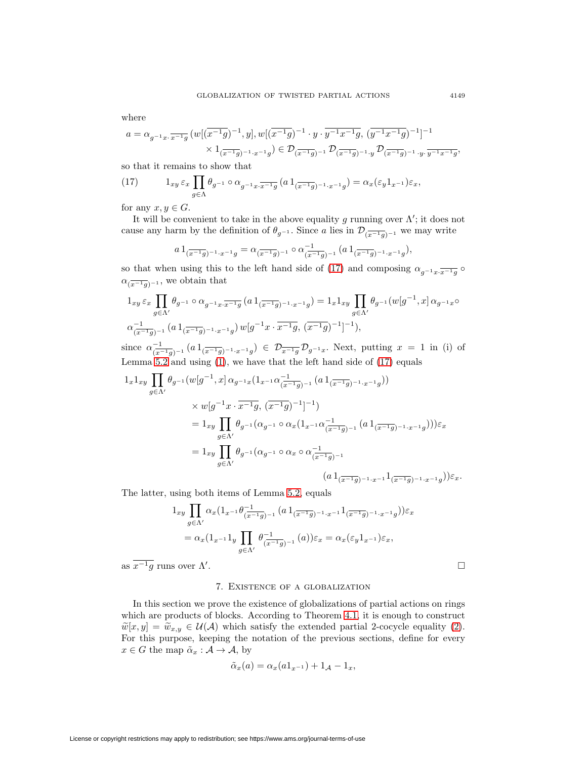where

$$a = \alpha_{g^{-1}x \cdot \overline{x^{-1}g}}\,(w[(\overline{x^{-1}g})^{-1}, y], w[(\overline{x^{-1}g})^{-1} \cdot y \cdot \overline{y^{-1}x^{-1}g},\, (\overline{y^{-1}x^{-1}g})^{-1}]^{-1}$$
$$\times 1_{(\overline{x^{-1}g})^{-1} \cdot x^{-1}g}) \in \mathcal{D}_{(\overline{x^{-1}g})^{-1}}\,\mathcal{D}_{(\overline{x^{-1}g})^{-1} \cdot y}\,\mathcal{D}_{(\overline{x^{-1}g})^{-1} \cdot y \cdot \overline{y^{-1}x^{-1}g}},$$

so that it remains to show that

$$(17) \qquad 1_{xy}\,\varepsilon_x \prod_{g \in \Lambda} \theta_{g^{-1}} \circ \alpha_{g^{-1}x \cdot \overline{x^{-1}g}}\,(a\,1_{(\overline{x^{-1}g})^{-1} \cdot x^{-1}g}) = \alpha_x(\varepsilon_y 1_{x^{-1}})\varepsilon_x,$$

for any $x, y \in G$.

It will be convenient to take in the above equality $g$ running over $\Lambda'$; it does not cause any harm by the definition of $\theta_{g^{-1}}$. Since $a$ lies in $\mathcal{D}_{(\overline{x^{-1}g})^{-1}}$ we may write

$$a\,1_{(\overline{x^{-1}g})^{-1} \cdot x^{-1}g} = \alpha_{(\overline{x^{-1}g})^{-1}} \circ \alpha^{-1}_{(\overline{x^{-1}g})^{-1}}\,(a\,1_{(\overline{x^{-1}g})^{-1} \cdot x^{-1}g}),$$

so that when using this to the left hand side of (17) and composing $\alpha_{g^{-1}x \cdot \overline{x^{-1}g}} \circ \alpha_{(\overline{x^{-1}g})^{-1}}$, we obtain that

$$1_{xy}\,\varepsilon_x \prod_{g \in \Lambda'} \theta_{g^{-1}} \circ \alpha_{g^{-1}x \cdot \overline{x^{-1}g}}\,(a\,1_{(\overline{x^{-1}g})^{-1} \cdot x^{-1}g}) = 1_x 1_{xy} \prod_{g \in \Lambda'} \theta_{g^{-1}}(w[g^{-1}, x]\,\alpha_{g^{-1}x} \circ$$
$$\alpha^{-1}_{(\overline{x^{-1}g})^{-1}}\,(a\,1_{(\overline{x^{-1}g})^{-1} \cdot x^{-1}g})\,w[g^{-1}x \cdot \overline{x^{-1}g},\, (\overline{x^{-1}g})^{-1}]^{-1}),$$

since $\alpha^{-1}_{(\overline{x^{-1}g})^{-1}}\,(a\,1_{(\overline{x^{-1}g})^{-1} \cdot x^{-1}g}) \in \mathcal{D}_{\overline{x^{-1}g}}\mathcal{D}_{g^{-1}x}$. Next, putting $x = 1$ in (i) of Lemma 5.2 and using (1), we have that the left hand side of (17) equals

$$1_x 1_{xy} \prod_{g \in \Lambda'} \theta_{g^{-1}}(w[g^{-1}, x]\,\alpha_{g^{-1}x}(1_{x^{-1}}\alpha^{-1}_{(\overline{x^{-1}g})^{-1}}\,(a\,1_{(\overline{x^{-1}g})^{-1} \cdot x^{-1}g}))$$
$$\times\, w[g^{-1}x \cdot \overline{x^{-1}g},\, (\overline{x^{-1}g})^{-1}]^{-1})$$
$$= 1_{xy} \prod_{g \in \Lambda'} \theta_{g^{-1}}(\alpha_{g^{-1}} \circ \alpha_x(1_{x^{-1}}\alpha^{-1}_{(\overline{x^{-1}g})^{-1}}\,(a\,1_{(\overline{x^{-1}g})^{-1} \cdot x^{-1}g})))\varepsilon_x$$
$$= 1_{xy} \prod_{g \in \Lambda'} \theta_{g^{-1}}(\alpha_{g^{-1}} \circ \alpha_x \circ \alpha^{-1}_{(\overline{x^{-1}g})^{-1}}$$
$$(a\,1_{(\overline{x^{-1}g})^{-1} \cdot x^{-1}} 1_{(\overline{x^{-1}g})^{-1} \cdot x^{-1}g}))\varepsilon_x.$$

The latter, using both items of Lemma 5.2, equals

$$1_{xy} \prod_{g \in \Lambda'} \alpha_x(1_{x^{-1}}\theta^{-1}_{(\overline{x^{-1}g})^{-1}}\,(a\,1_{(\overline{x^{-1}g})^{-1} \cdot x^{-1}} 1_{(\overline{x^{-1}g})^{-1} \cdot x^{-1}g}))\varepsilon_x$$
$$= \alpha_x(1_{x^{-1}} 1_y \prod_{g \in \Lambda'} \theta^{-1}_{(\overline{x^{-1}g})^{-1}}\,(a))\varepsilon_x = \alpha_x(\varepsilon_y 1_{x^{-1}})\varepsilon_x,$$

as $\overline{x^{-1}g}$ runs over $\Lambda'$. $\square$

## 7. Existence of a globalization

In this section we prove the existence of globalizations of partial actions on rings which are products of blocks. According to Theorem 4.1, it is enough to construct $\widetilde{w}[x, y] = \widetilde{w}_{x,y} \in \mathcal{U}(\mathcal{A})$ which satisfy the extended partial 2-cocycle equality (2). For this purpose, keeping the notation of the previous sections, define for every $x \in G$ the map $\tilde{\alpha}_x : \mathcal{A} \to \mathcal{A}$, by

$$\tilde{\alpha}_x(a) = \alpha_x(a 1_{x^{-1}}) + 1_{\mathcal{A}} - 1_x,$$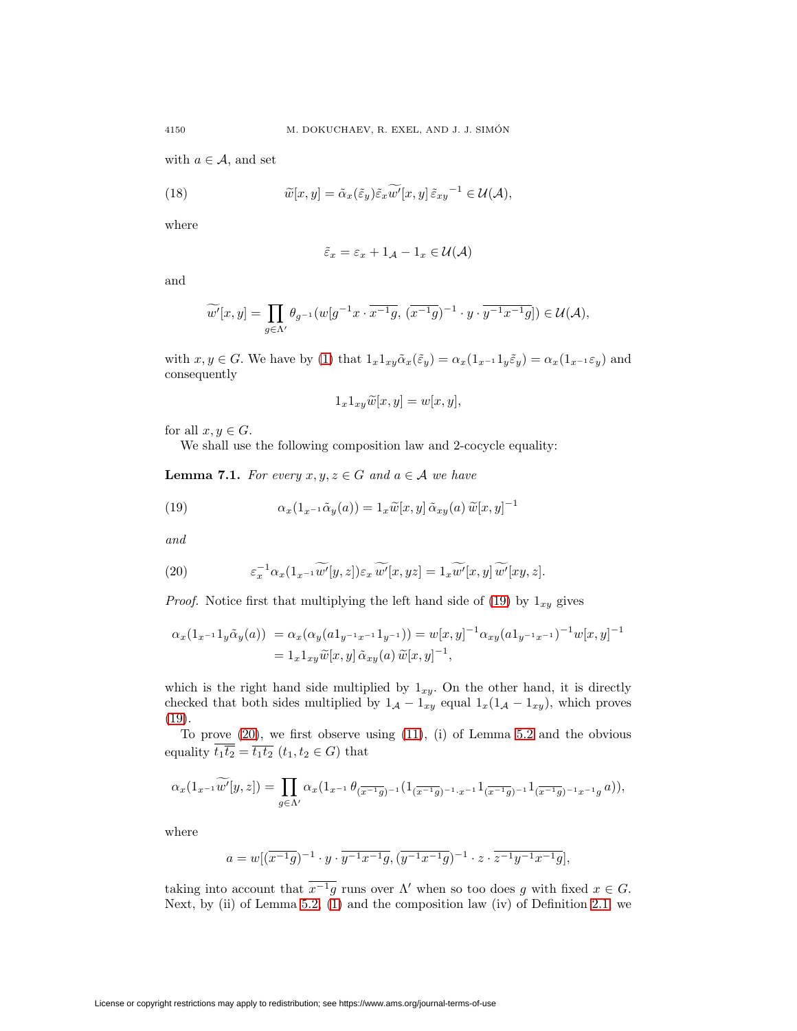with $a \in \mathcal{A}$, and set

$$\widetilde{w}[x,y] = \tilde{\alpha}_x(\tilde{\varepsilon}_y)\tilde{\varepsilon}_x \widetilde{w'}[x,y]\,\tilde{\varepsilon}_{xy}{}^{-1} \in \mathcal{U}(\mathcal{A}), \tag{18}$$

where

$$\tilde{\varepsilon}_x = \varepsilon_x + 1_{\mathcal{A}} - 1_x \in \mathcal{U}(\mathcal{A})$$

and

$$\widetilde{w'}[x,y] = \prod_{g\in\Lambda'} \theta_{g^{-1}}(w[g^{-1}x \cdot \overline{x^{-1}g},\, (\overline{x^{-1}g})^{-1} \cdot y \cdot \overline{y^{-1}x^{-1}g}]) \in \mathcal{U}(\mathcal{A}),$$

with $x, y \in G$. We have by (1) that $1_x 1_{xy} \tilde{\alpha}_x(\tilde{\varepsilon}_y) = \alpha_x(1_{x^{-1}}1_y\tilde{\varepsilon}_y) = \alpha_x(1_{x^{-1}}\varepsilon_y)$ and consequently

$$1_x 1_{xy} \widetilde{w}[x,y] = w[x,y],$$

for all $x, y \in G$.

We shall use the following composition law and 2-cocycle equality:

**Lemma 7.1.** *For every $x, y, z \in G$ and $a \in \mathcal{A}$ we have*

$$\alpha_x(1_{x^{-1}}\tilde{\alpha}_y(a)) = 1_x \widetilde{w}[x,y]\,\tilde{\alpha}_{xy}(a)\,\widetilde{w}[x,y]^{-1} \tag{19}$$

*and*

$$\varepsilon_x^{-1}\alpha_x(1_{x^{-1}}\widetilde{w'}[y,z])\varepsilon_x\,\widetilde{w'}[x,yz] = 1_x\widetilde{w'}[x,y]\,\widetilde{w'}[xy,z]. \tag{20}$$

*Proof.* Notice first that multiplying the left hand side of (19) by $1_{xy}$ gives

$$\begin{aligned}
\alpha_x(1_{x^{-1}}1_y\tilde{\alpha}_y(a)) &= \alpha_x(\alpha_y(a1_{y^{-1}x^{-1}}1_{y^{-1}})) = w[x,y]^{-1}\alpha_{xy}(a1_{y^{-1}x^{-1}})^{-1}w[x,y]^{-1} \\
&= 1_x 1_{xy}\widetilde{w}[x,y]\,\tilde{\alpha}_{xy}(a)\,\widetilde{w}[x,y]^{-1},
\end{aligned}$$

which is the right hand side multiplied by $1_{xy}$. On the other hand, it is directly checked that both sides multiplied by $1_{\mathcal{A}} - 1_{xy}$ equal $1_x(1_{\mathcal{A}} - 1_{xy})$, which proves (19).

To prove (20), we first observe using (11), (i) of Lemma 5.2 and the obvious equality $\overline{t_1\overline{t_2}} = \overline{t_1t_2}$ $(t_1, t_2 \in G)$ that

$$\alpha_x(1_{x^{-1}}\widetilde{w'}[y,z]) = \prod_{g\in\Lambda'} \alpha_x(1_{x^{-1}}\,\theta_{(\overline{x^{-1}g})^{-1}}(1_{(\overline{x^{-1}g})^{-1}\cdot x^{-1}}1_{(\overline{x^{-1}g})^{-1}}1_{(\overline{x^{-1}g})^{-1}x^{-1}g}\,a)),$$

where

$$a = w[(\overline{x^{-1}g})^{-1} \cdot y \cdot \overline{y^{-1}x^{-1}g},\, (\overline{y^{-1}x^{-1}g})^{-1} \cdot z \cdot \overline{z^{-1}y^{-1}x^{-1}g}],$$

taking into account that $\overline{x^{-1}g}$ runs over $\Lambda'$ when so too does $g$ with fixed $x \in G$. Next, by (ii) of Lemma 5.2, (1) and the composition law (iv) of Definition 2.1, we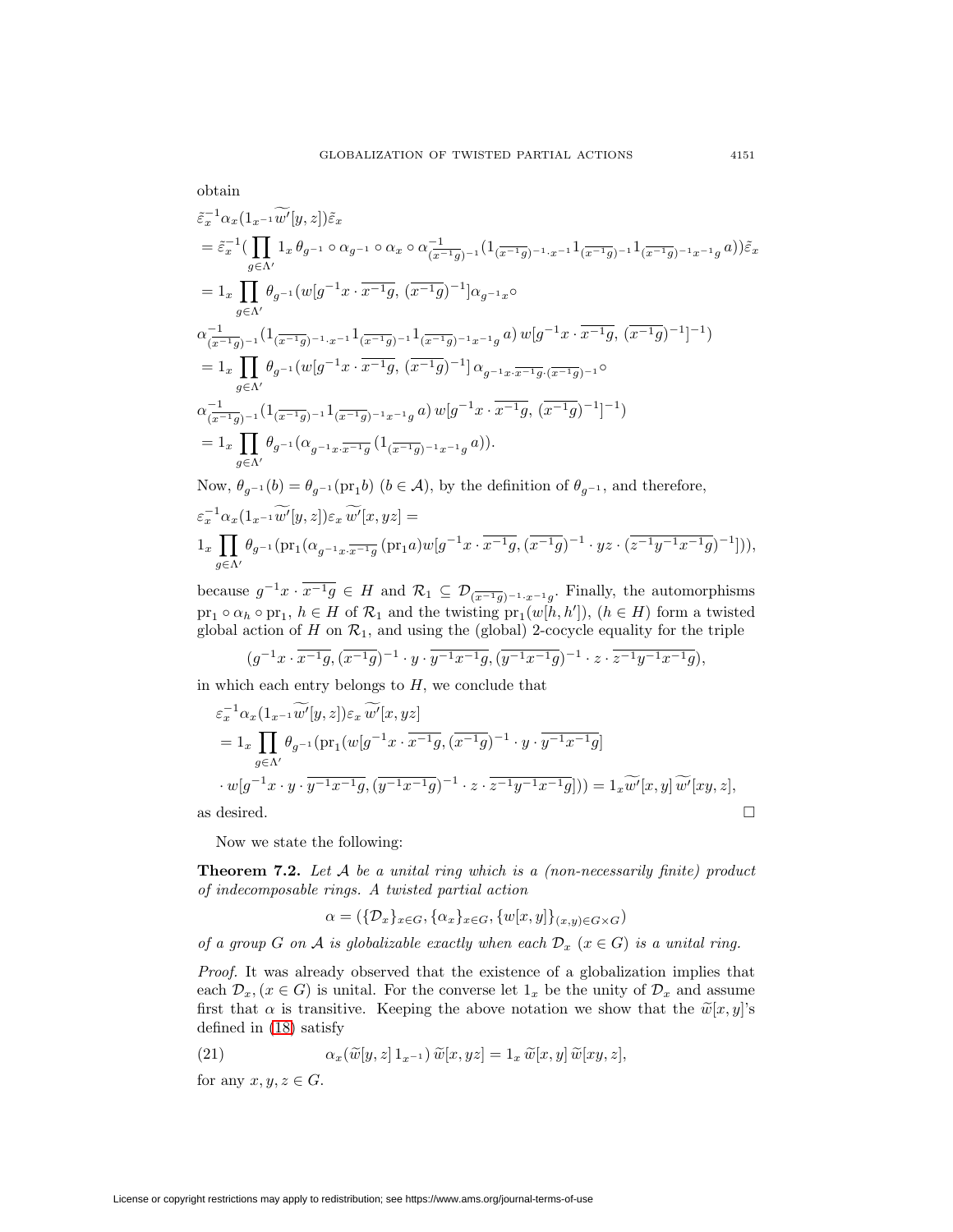obtain

$$
\begin{aligned}
&\tilde{\varepsilon}_x^{-1}\alpha_x(1_{x^{-1}}\widetilde{w'}[y,z])\tilde{\varepsilon}_x\\
&= \tilde{\varepsilon}_x^{-1}\big(\prod_{g\in\Lambda'} 1_x\,\theta_{g^{-1}}\circ\alpha_{g^{-1}}\circ\alpha_x\circ\alpha^{-1}_{(\overline{x^{-1}g})^{-1}}(1_{(\overline{x^{-1}g})^{-1}\cdot x^{-1}}1_{(\overline{x^{-1}g})^{-1}}1_{(\overline{x^{-1}g})^{-1}x^{-1}g}\,a)\big)\tilde{\varepsilon}_x\\
&= 1_x\prod_{g\in\Lambda'}\theta_{g^{-1}}(w[g^{-1}x\cdot\overline{x^{-1}g},\,(\overline{x^{-1}g})^{-1}]\alpha_{g^{-1}x}\circ\\
&\alpha^{-1}_{(\overline{x^{-1}g})^{-1}}(1_{(\overline{x^{-1}g})^{-1}\cdot x^{-1}}1_{(\overline{x^{-1}g})^{-1}}1_{(\overline{x^{-1}g})^{-1}x^{-1}g}\,a)\,w[g^{-1}x\cdot\overline{x^{-1}g},\,(\overline{x^{-1}g})^{-1}]^{-1})\\
&= 1_x\prod_{g\in\Lambda'}\theta_{g^{-1}}(w[g^{-1}x\cdot\overline{x^{-1}g},\,(\overline{x^{-1}g})^{-1}]\,\alpha_{g^{-1}x\cdot\overline{x^{-1}g}\cdot(\overline{x^{-1}g})^{-1}}\circ\\
&\alpha^{-1}_{(\overline{x^{-1}g})^{-1}}(1_{(\overline{x^{-1}g})^{-1}}1_{(\overline{x^{-1}g})^{-1}x^{-1}g}\,a)\,w[g^{-1}x\cdot\overline{x^{-1}g},\,(\overline{x^{-1}g})^{-1}]^{-1})\\
&= 1_x\prod_{g\in\Lambda'}\theta_{g^{-1}}(\alpha_{g^{-1}x\cdot\overline{x^{-1}g}}(1_{(\overline{x^{-1}g})^{-1}x^{-1}g}\,a)).
\end{aligned}
$$

Now, $\theta_{g^{-1}}(b)=\theta_{g^{-1}}(\mathrm{pr}_1 b)$ $(b\in\mathcal{A})$, by the definition of $\theta_{g^{-1}}$, and therefore,

$$
\begin{aligned}
&\varepsilon_x^{-1}\alpha_x(1_{x^{-1}}\widetilde{w'}[y,z])\varepsilon_x\,\widetilde{w'}[x,yz]=\\
&1_x\prod_{g\in\Lambda'}\theta_{g^{-1}}(\mathrm{pr}_1(\alpha_{g^{-1}x\cdot\overline{x^{-1}g}}(\mathrm{pr}_1 a)w[g^{-1}x\cdot\overline{x^{-1}g},(\overline{x^{-1}g})^{-1}\cdot yz\cdot(\overline{z^{-1}y^{-1}x^{-1}g})^{-1}])),
\end{aligned}
$$

because $g^{-1}x\cdot\overline{x^{-1}g}\in H$ and $\mathcal{R}_1\subseteq\mathcal{D}_{(\overline{x^{-1}g})^{-1}\cdot x^{-1}g}$. Finally, the automorphisms $\mathrm{pr}_1\circ\alpha_h\circ\mathrm{pr}_1$, $h\in H$ of $\mathcal{R}_1$ and the twisting $\mathrm{pr}_1(w[h,h'])$, $(h\in H)$ form a twisted global action of $H$ on $\mathcal{R}_1$, and using the (global) 2-cocycle equality for the triple

$$
(g^{-1}x\cdot\overline{x^{-1}g},(\overline{x^{-1}g})^{-1}\cdot y\cdot\overline{y^{-1}x^{-1}g},(\overline{y^{-1}x^{-1}g})^{-1}\cdot z\cdot\overline{z^{-1}y^{-1}x^{-1}g}),
$$

in which each entry belongs to $H$, we conclude that

$$
\begin{aligned}
&\varepsilon_x^{-1}\alpha_x(1_{x^{-1}}\widetilde{w'}[y,z])\varepsilon_x\,\widetilde{w'}[x,yz]\\
&=1_x\prod_{g\in\Lambda'}\theta_{g^{-1}}(\mathrm{pr}_1(w[g^{-1}x\cdot\overline{x^{-1}g},(\overline{x^{-1}g})^{-1}\cdot y\cdot\overline{y^{-1}x^{-1}g}]\\
&\cdot w[g^{-1}x\cdot y\cdot\overline{y^{-1}x^{-1}g},(\overline{y^{-1}x^{-1}g})^{-1}\cdot z\cdot\overline{z^{-1}y^{-1}x^{-1}g}]))=1_x\widetilde{w'}[x,y]\,\widetilde{w'}[xy,z],
\end{aligned}
$$

as desired. □

Now we state the following:

**Theorem 7.2.** *Let $\mathcal{A}$ be a unital ring which is a (non-necessarily finite) product of indecomposable rings. A twisted partial action*

$$
\alpha=(\{\mathcal{D}_x\}_{x\in G},\{\alpha_x\}_{x\in G},\{w[x,y]\}_{(x,y)\in G\times G})
$$

*of a group $G$ on $\mathcal{A}$ is globalizable exactly when each $\mathcal{D}_x$ $(x\in G)$ is a unital ring.*

*Proof.* It was already observed that the existence of a globalization implies that each $\mathcal{D}_x,(x\in G)$ is unital. For the converse let $1_x$ be the unity of $\mathcal{D}_x$ and assume first that $\alpha$ is transitive. Keeping the above notation we show that the $\widetilde{w}[x,y]$'s defined in (18) satisfy

$$
\alpha_x(\widetilde{w}[y,z]\,1_{x^{-1}})\,\widetilde{w}[x,yz]=1_x\,\widetilde{w}[x,y]\,\widetilde{w}[xy,z], \tag{21}
$$

for any $x,y,z\in G$.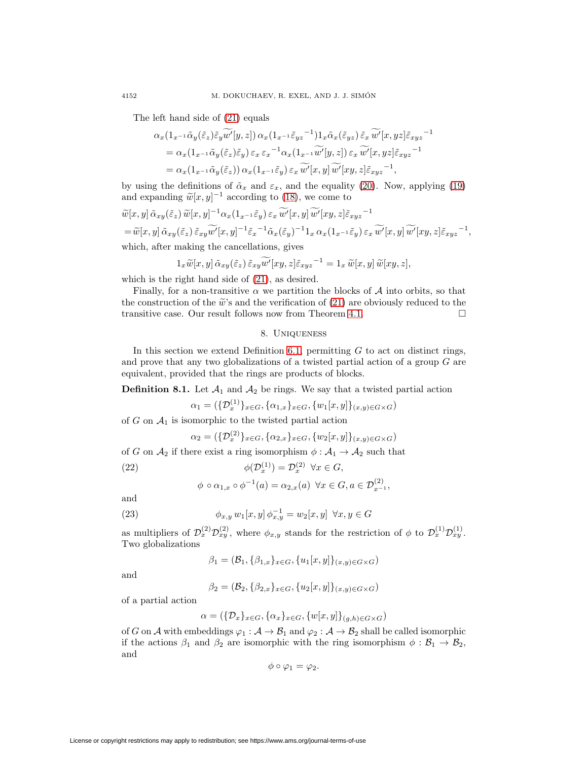The left hand side of (21) equals

$$
\begin{aligned}
&\alpha_x(1_{x^{-1}}\tilde{\alpha}_y(\tilde{\varepsilon}_z)\tilde{\varepsilon}_y\widetilde{w'}[y,z])\,\alpha_x(1_{x^{-1}}\tilde{\varepsilon}_{yz}{}^{-1})1_x\tilde{\alpha}_x(\tilde{\varepsilon}_{yz})\,\tilde{\varepsilon}_x\,\widetilde{w'}[x,yz]\tilde{\varepsilon}_{xyz}{}^{-1}\\
&=\alpha_x(1_{x^{-1}}\tilde{\alpha}_y(\tilde{\varepsilon}_z)\tilde{\varepsilon}_y)\,\varepsilon_x\,\varepsilon_x{}^{-1}\alpha_x(1_{x^{-1}}\widetilde{w'}[y,z])\,\varepsilon_x\,\widetilde{w'}[x,yz]\tilde{\varepsilon}_{xyz}{}^{-1}\\
&=\alpha_x(1_{x^{-1}}\tilde{\alpha}_y(\tilde{\varepsilon}_z))\,\alpha_x(1_{x^{-1}}\tilde{\varepsilon}_y)\,\varepsilon_x\,\widetilde{w'}[x,y]\,\widetilde{w'}[xy,z]\tilde{\varepsilon}_{xyz}{}^{-1},
\end{aligned}
$$

by using the definitions of $\tilde{\alpha}_x$ and $\varepsilon_x$, and the equality (20). Now, applying (19) and expanding $\widetilde{w}[x,y]^{-1}$ according to (18), we come to

$$
\begin{aligned}
&\widetilde{w}[x,y]\,\tilde{\alpha}_{xy}(\tilde{\varepsilon}_z)\,\widetilde{w}[x,y]^{-1}\alpha_x(1_{x^{-1}}\tilde{\varepsilon}_y)\,\varepsilon_x\,\widetilde{w'}[x,y]\,\widetilde{w'}[xy,z]\tilde{\varepsilon}_{xyz}{}^{-1}\\
&=\widetilde{w}[x,y]\,\tilde{\alpha}_{xy}(\tilde{\varepsilon}_z)\,\tilde{\varepsilon}_{xy}\widetilde{w'}[x,y]^{-1}\tilde{\varepsilon}_x{}^{-1}\tilde{\alpha}_x(\tilde{\varepsilon}_y)^{-1}1_x\,\alpha_x(1_{x^{-1}}\tilde{\varepsilon}_y)\,\varepsilon_x\,\widetilde{w'}[x,y]\,\widetilde{w'}[xy,z]\tilde{\varepsilon}_{xyz}{}^{-1},
\end{aligned}
$$

which, after making the cancellations, gives

$$
1_x\widetilde{w}[x,y]\,\tilde{\alpha}_{xy}(\tilde{\varepsilon}_z)\,\tilde{\varepsilon}_{xy}\widetilde{w'}[xy,z]\tilde{\varepsilon}_{xyz}{}^{-1}=1_x\,\widetilde{w}[x,y]\,\widetilde{w}[xy,z],
$$

which is the right hand side of (21), as desired.

Finally, for a non-transitive $\alpha$ we partition the blocks of $\mathcal{A}$ into orbits, so that the construction of the $\widetilde{w}$'s and the verification of (21) are obviously reduced to the transitive case. Our result follows now from Theorem 4.1. $\square$

## 8. Uniqueness

In this section we extend Definition 6.1, permitting $G$ to act on distinct rings, and prove that any two globalizations of a twisted partial action of a group $G$ are equivalent, provided that the rings are products of blocks.

**Definition 8.1.** Let $\mathcal{A}_1$ and $\mathcal{A}_2$ be rings. We say that a twisted partial action

$$
\alpha_1=(\{\mathcal{D}_x^{(1)}\}_{x\in G},\{\alpha_{1,x}\}_{x\in G},\{w_1[x,y]\}_{(x,y)\in G\times G})
$$

of $G$ on $\mathcal{A}_1$ is isomorphic to the twisted partial action

$$
\alpha_2=(\{\mathcal{D}_x^{(2)}\}_{x\in G},\{\alpha_{2,x}\}_{x\in G},\{w_2[x,y]\}_{(x,y)\in G\times G})
$$

of $G$ on $\mathcal{A}_2$ if there exist a ring isomorphism $\phi:\mathcal{A}_1\to\mathcal{A}_2$ such that

$$
\phi(\mathcal{D}_x^{(1)})=\mathcal{D}_x^{(2)}\ \ \forall x\in G, \tag{22}
$$

$$
\phi\circ\alpha_{1,x}\circ\phi^{-1}(a)=\alpha_{2,x}(a)\ \ \forall x\in G, a\in\mathcal{D}_{x^{-1}}^{(2)},
$$

and

$$
\phi_{x,y}\,w_1[x,y]\,\phi_{x,y}^{-1}=w_2[x,y]\ \ \forall x,y\in G \tag{23}
$$

as multipliers of $\mathcal{D}_x^{(2)}\mathcal{D}_{xy}^{(2)}$, where $\phi_{x,y}$ stands for the restriction of $\phi$ to $\mathcal{D}_x^{(1)}\mathcal{D}_{xy}^{(1)}$. Two globalizations

$$
\beta_1=(\mathcal{B}_1,\{\beta_{1,x}\}_{x\in G},\{u_1[x,y]\}_{(x,y)\in G\times G})
$$

and

$$
\beta_2=(\mathcal{B}_2,\{\beta_{2,x}\}_{x\in G},\{u_2[x,y]\}_{(x,y)\in G\times G})
$$

of a partial action

$$
\alpha=(\{\mathcal{D}_x\}_{x\in G},\{\alpha_x\}_{x\in G},\{w[x,y]\}_{(g,h)\in G\times G})
$$

of $G$ on $\mathcal{A}$ with embeddings $\varphi_1:\mathcal{A}\to\mathcal{B}_1$ and $\varphi_2:\mathcal{A}\to\mathcal{B}_2$ shall be called isomorphic if the actions $\beta_1$ and $\beta_2$ are isomorphic with the ring isomorphism $\phi:\mathcal{B}_1\to\mathcal{B}_2$, and

$$
\phi\circ\varphi_1=\varphi_2.
$$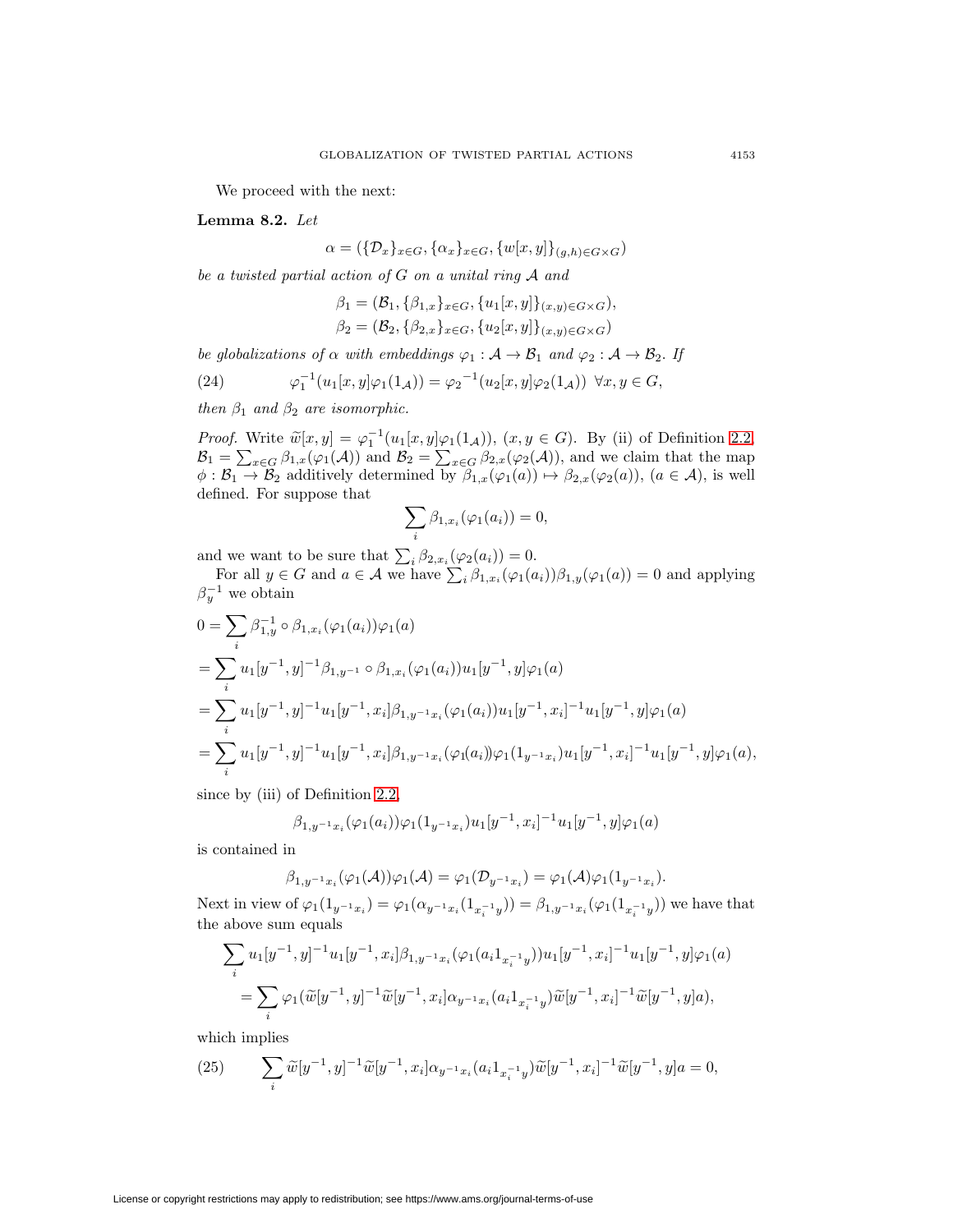We proceed with the next:

**Lemma 8.2.** *Let*

$$\alpha = (\{\mathcal{D}_x\}_{x\in G}, \{\alpha_x\}_{x\in G}, \{w[x,y]\}_{(g,h)\in G\times G})$$

*be a twisted partial action of $G$ on a unital ring $\mathcal{A}$ and*

$$\beta_1 = (\mathcal{B}_1, \{\beta_{1,x}\}_{x\in G}, \{u_1[x,y]\}_{(x,y)\in G\times G}),$$
$$\beta_2 = (\mathcal{B}_2, \{\beta_{2,x}\}_{x\in G}, \{u_2[x,y]\}_{(x,y)\in G\times G})$$

*be globalizations of $\alpha$ with embeddings $\varphi_1 : \mathcal{A} \to \mathcal{B}_1$ and $\varphi_2 : \mathcal{A} \to \mathcal{B}_2$. If*

$$\varphi_1^{-1}(u_1[x,y]\varphi_1(1_{\mathcal{A}})) = \varphi_2{}^{-1}(u_2[x,y]\varphi_2(1_{\mathcal{A}})) \ \ \forall x, y \in G, \tag{24}$$

*then $\beta_1$ and $\beta_2$ are isomorphic.*

*Proof.* Write $\widetilde{w}[x,y] = \varphi_1^{-1}(u_1[x,y]\varphi_1(1_{\mathcal{A}}))$, $(x, y \in G)$. By (ii) of Definition 2.2, $\mathcal{B}_1 = \sum_{x\in G}\beta_{1,x}(\varphi_1(\mathcal{A}))$ and $\mathcal{B}_2 = \sum_{x\in G}\beta_{2,x}(\varphi_2(\mathcal{A}))$, and we claim that the map $\phi : \mathcal{B}_1 \to \mathcal{B}_2$ additively determined by $\beta_{1,x}(\varphi_1(a)) \mapsto \beta_{2,x}(\varphi_2(a))$, $(a \in \mathcal{A})$, is well defined. For suppose that

$$\sum_i \beta_{1,x_i}(\varphi_1(a_i)) = 0,$$

and we want to be sure that $\sum_i \beta_{2,x_i}(\varphi_2(a_i)) = 0$.

For all $y \in G$ and $a \in \mathcal{A}$ we have $\sum_i \beta_{1,x_i}(\varphi_1(a_i))\beta_{1,y}(\varphi_1(a)) = 0$ and applying $\beta_y^{-1}$ we obtain

$$\begin{aligned}
0 &= \sum_i \beta_{1,y}^{-1} \circ \beta_{1,x_i}(\varphi_1(a_i))\varphi_1(a)\\
&= \sum_i u_1[y^{-1},y]^{-1}\beta_{1,y^{-1}} \circ \beta_{1,x_i}(\varphi_1(a_i))u_1[y^{-1},y]\varphi_1(a)\\
&= \sum_i u_1[y^{-1},y]^{-1}u_1[y^{-1},x_i]\beta_{1,y^{-1}x_i}(\varphi_1(a_i))u_1[y^{-1},x_i]^{-1}u_1[y^{-1},y]\varphi_1(a)\\
&= \sum_i u_1[y^{-1},y]^{-1}u_1[y^{-1},x_i]\beta_{1,y^{-1}x_i}(\varphi_1(a_i))\varphi_1(1_{y^{-1}x_i})u_1[y^{-1},x_i]^{-1}u_1[y^{-1},y]\varphi_1(a),
\end{aligned}$$

since by (iii) of Definition 2.2,

$$\beta_{1,y^{-1}x_i}(\varphi_1(a_i))\varphi_1(1_{y^{-1}x_i})u_1[y^{-1},x_i]^{-1}u_1[y^{-1},y]\varphi_1(a)$$

is contained in

$$\beta_{1,y^{-1}x_i}(\varphi_1(\mathcal{A}))\varphi_1(\mathcal{A}) = \varphi_1(\mathcal{D}_{y^{-1}x_i}) = \varphi_1(\mathcal{A})\varphi_1(1_{y^{-1}x_i}).$$

Next in view of $\varphi_1(1_{y^{-1}x_i}) = \varphi_1(\alpha_{y^{-1}x_i}(1_{x_i^{-1}y})) = \beta_{1,y^{-1}x_i}(\varphi_1(1_{x_i^{-1}y}))$ we have that the above sum equals

$$\begin{aligned}
&\sum_i u_1[y^{-1},y]^{-1}u_1[y^{-1},x_i]\beta_{1,y^{-1}x_i}(\varphi_1(a_i1_{x_i^{-1}y}))u_1[y^{-1},x_i]^{-1}u_1[y^{-1},y]\varphi_1(a)\\
&\quad= \sum_i \varphi_1(\widetilde{w}[y^{-1},y]^{-1}\widetilde{w}[y^{-1},x_i]\alpha_{y^{-1}x_i}(a_i1_{x_i^{-1}y})\widetilde{w}[y^{-1},x_i]^{-1}\widetilde{w}[y^{-1},y]a),
\end{aligned}$$

which implies

$$\sum_i \widetilde{w}[y^{-1},y]^{-1}\widetilde{w}[y^{-1},x_i]\alpha_{y^{-1}x_i}(a_i1_{x_i^{-1}y})\widetilde{w}[y^{-1},x_i]^{-1}\widetilde{w}[y^{-1},y]a = 0, \tag{25}$$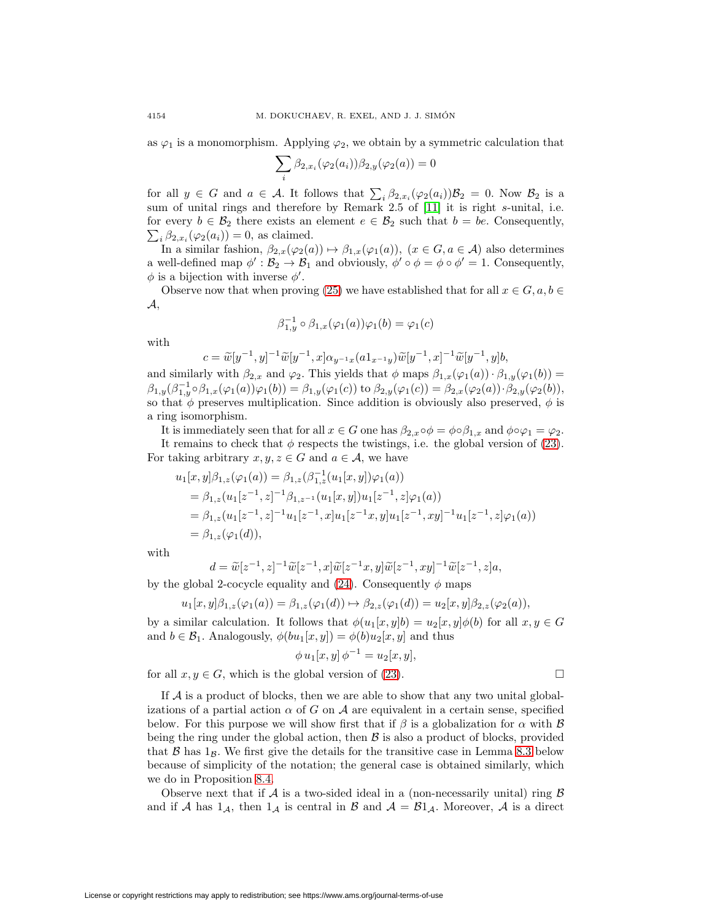as $\varphi_1$ is a monomorphism. Applying $\varphi_2$, we obtain by a symmetric calculation that

$$\sum_i \beta_{2,x_i}(\varphi_2(a_i))\beta_{2,y}(\varphi_2(a)) = 0$$

for all $y \in G$ and $a \in \mathcal{A}$. It follows that $\sum_i \beta_{2,x_i}(\varphi_2(a_i))\mathcal{B}_2 = 0$. Now $\mathcal{B}_2$ is a sum of unital rings and therefore by Remark 2.5 of [11] it is right $s$-unital, i.e. for every $b \in \mathcal{B}_2$ there exists an element $e \in \mathcal{B}_2$ such that $b = be$. Consequently, $\sum_i \beta_{2,x_i}(\varphi_2(a_i)) = 0$, as claimed.

In a similar fashion, $\beta_{2,x}(\varphi_2(a)) \mapsto \beta_{1,x}(\varphi_1(a))$, $(x \in G, a \in \mathcal{A})$ also determines a well-defined map $\phi' : \mathcal{B}_2 \to \mathcal{B}_1$ and obviously, $\phi' \circ \phi = \phi \circ \phi' = 1$. Consequently, $\phi$ is a bijection with inverse $\phi'$.

Observe now that when proving (25) we have established that for all $x \in G, a, b \in \mathcal{A}$,

$$\beta_{1,y}^{-1} \circ \beta_{1,x}(\varphi_1(a))\varphi_1(b) = \varphi_1(c)$$

with

$$c = \widetilde{w}[y^{-1}, y]^{-1}\widetilde{w}[y^{-1}, x]\alpha_{y^{-1}x}(a1_{x^{-1}y})\widetilde{w}[y^{-1}, x]^{-1}\widetilde{w}[y^{-1}, y]b,$$

and similarly with $\beta_{2,x}$ and $\varphi_2$. This yields that $\phi$ maps $\beta_{1,x}(\varphi_1(a)) \cdot \beta_{1,y}(\varphi_1(b)) = \beta_{1,y}(\beta_{1,y}^{-1} \circ \beta_{1,x}(\varphi_1(a))\varphi_1(b)) = \beta_{1,y}(\varphi_1(c))$ to $\beta_{2,y}(\varphi_1(c)) = \beta_{2,x}(\varphi_2(a)) \cdot \beta_{2,y}(\varphi_2(b))$, so that $\phi$ preserves multiplication. Since addition is obviously also preserved, $\phi$ is a ring isomorphism.

It is immediately seen that for all $x \in G$ one has $\beta_{2,x} \circ \phi = \phi \circ \beta_{1,x}$ and $\phi \circ \varphi_1 = \varphi_2$.

It remains to check that $\phi$ respects the twistings, i.e. the global version of (23). For taking arbitrary $x, y, z \in G$ and $a \in \mathcal{A}$, we have

$$\begin{aligned}
u_1[x, y]\beta_{1,z}(\varphi_1(a)) &= \beta_{1,z}(\beta_{1,z}^{-1}(u_1[x, y])\varphi_1(a)) \\
&= \beta_{1,z}(u_1[z^{-1}, z]^{-1}\beta_{1,z^{-1}}(u_1[x, y])u_1[z^{-1}, z]\varphi_1(a)) \\
&= \beta_{1,z}(u_1[z^{-1}, z]^{-1}u_1[z^{-1}, x]u_1[z^{-1}x, y]u_1[z^{-1}, xy]^{-1}u_1[z^{-1}, z]\varphi_1(a)) \\
&= \beta_{1,z}(\varphi_1(d)),
\end{aligned}$$

with

$$d = \widetilde{w}[z^{-1}, z]^{-1}\widetilde{w}[z^{-1}, x]\widetilde{w}[z^{-1}x, y]\widetilde{w}[z^{-1}, xy]^{-1}\widetilde{w}[z^{-1}, z]a,$$

by the global 2-cocycle equality and (24). Consequently $\phi$ maps

$$u_1[x, y]\beta_{1,z}(\varphi_1(a)) = \beta_{1,z}(\varphi_1(d)) \mapsto \beta_{2,z}(\varphi_1(d)) = u_2[x, y]\beta_{2,z}(\varphi_2(a)),$$

by a similar calculation. It follows that $\phi(u_1[x, y]b) = u_2[x, y]\phi(b)$ for all $x, y \in G$ and $b \in \mathcal{B}_1$. Analogously, $\phi(bu_1[x, y]) = \phi(b)u_2[x, y]$ and thus

$$\phi\, u_1[x, y]\, \phi^{-1} = u_2[x, y],$$

for all $x, y \in G$, which is the global version of (23). □

If $\mathcal{A}$ is a product of blocks, then we are able to show that any two unital globalizations of a partial action $\alpha$ of $G$ on $\mathcal{A}$ are equivalent in a certain sense, specified below. For this purpose we will show first that if $\beta$ is a globalization for $\alpha$ with $\mathcal{B}$ being the ring under the global action, then $\mathcal{B}$ is also a product of blocks, provided that $\mathcal{B}$ has $1_{\mathcal{B}}$. We first give the details for the transitive case in Lemma 8.3 below because of simplicity of the notation; the general case is obtained similarly, which we do in Proposition 8.4.

Observe next that if $\mathcal{A}$ is a two-sided ideal in a (non-necessarily unital) ring $\mathcal{B}$ and if $\mathcal{A}$ has $1_{\mathcal{A}}$, then $1_{\mathcal{A}}$ is central in $\mathcal{B}$ and $\mathcal{A} = \mathcal{B}1_{\mathcal{A}}$. Moreover, $\mathcal{A}$ is a direct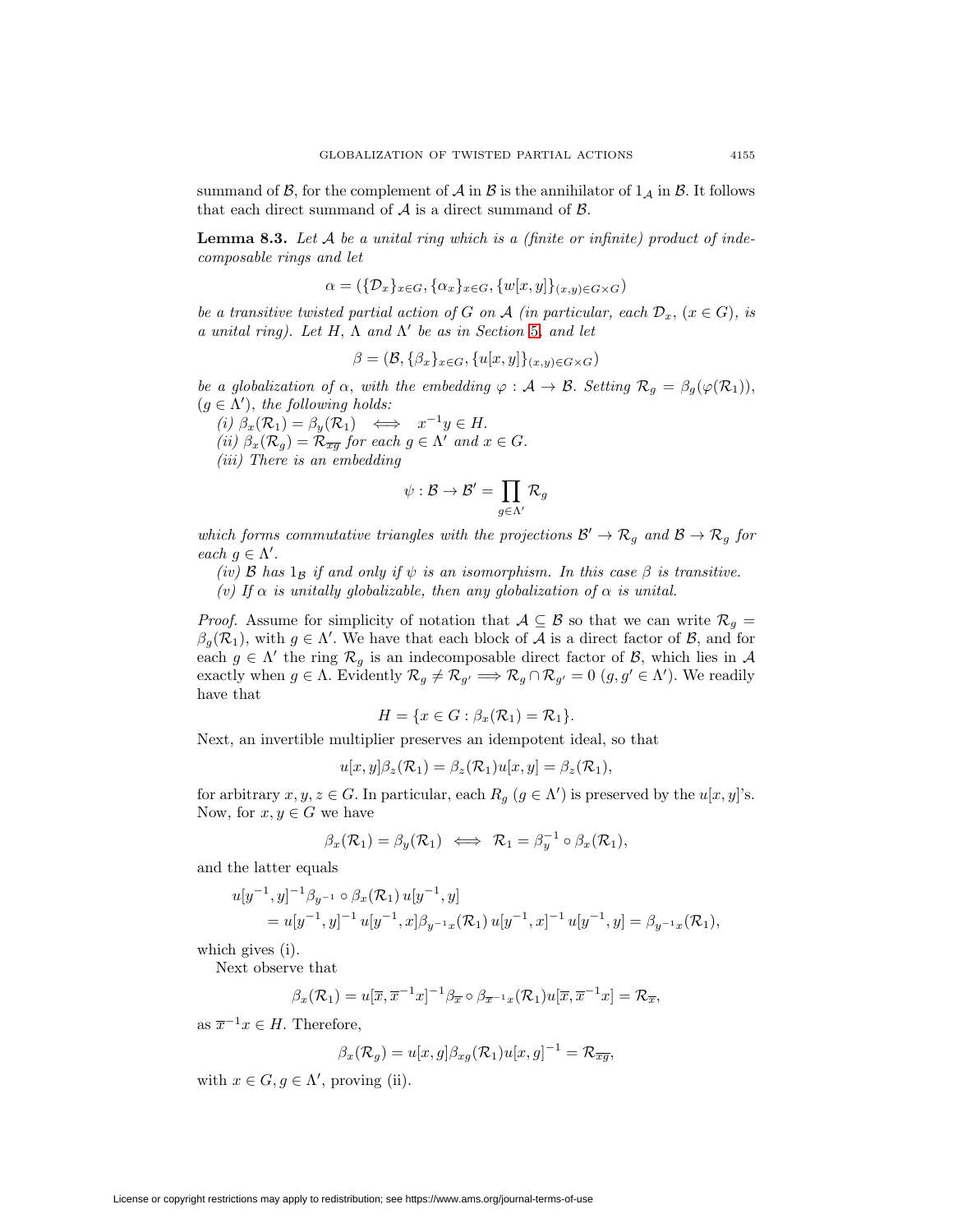summand of $\mathcal{B}$, for the complement of $\mathcal{A}$ in $\mathcal{B}$ is the annihilator of $1_{\mathcal{A}}$ in $\mathcal{B}$. It follows that each direct summand of $\mathcal{A}$ is a direct summand of $\mathcal{B}$.

**Lemma 8.3.** *Let $\mathcal{A}$ be a unital ring which is a (finite or infinite) product of indecomposable rings and let*

$$\alpha = (\{\mathcal{D}_x\}_{x\in G}, \{\alpha_x\}_{x\in G}, \{w[x,y]\}_{(x,y)\in G\times G})$$

*be a transitive twisted partial action of $G$ on $\mathcal{A}$ (in particular, each $\mathcal{D}_x$, $(x \in G)$, is a unital ring). Let $H$, $\Lambda$ and $\Lambda'$ be as in Section 5, and let*

$$\beta = (\mathcal{B}, \{\beta_x\}_{x\in G}, \{u[x,y]\}_{(x,y)\in G\times G})$$

*be a globalization of $\alpha$, with the embedding $\varphi : \mathcal{A} \to \mathcal{B}$. Setting $\mathcal{R}_g = \beta_g(\varphi(\mathcal{R}_1))$, $(g \in \Lambda')$, the following holds:*

*(i) $\beta_x(\mathcal{R}_1) = \beta_y(\mathcal{R}_1) \iff x^{-1}y \in H$.*

*(ii) $\beta_x(\mathcal{R}_g) = \mathcal{R}_{\overline{xg}}$ for each $g \in \Lambda'$ and $x \in G$.*

*(iii) There is an embedding*

$$\psi : \mathcal{B} \to \mathcal{B}' = \prod_{g\in\Lambda'} \mathcal{R}_g$$

*which forms commutative triangles with the projections $\mathcal{B}' \to \mathcal{R}_g$ and $\mathcal{B} \to \mathcal{R}_g$ for each $g \in \Lambda'$.*

*(iv) $\mathcal{B}$ has $1_{\mathcal{B}}$ if and only if $\psi$ is an isomorphism. In this case $\beta$ is transitive.*

*(v) If $\alpha$ is unitally globalizable, then any globalization of $\alpha$ is unital.*

*Proof.* Assume for simplicity of notation that $\mathcal{A} \subseteq \mathcal{B}$ so that we can write $\mathcal{R}_g = \beta_g(\mathcal{R}_1)$, with $g \in \Lambda'$. We have that each block of $\mathcal{A}$ is a direct factor of $\mathcal{B}$, and for each $g \in \Lambda'$ the ring $\mathcal{R}_g$ is an indecomposable direct factor of $\mathcal{B}$, which lies in $\mathcal{A}$ exactly when $g \in \Lambda$. Evidently $\mathcal{R}_g \neq \mathcal{R}_{g'} \Longrightarrow \mathcal{R}_g \cap \mathcal{R}_{g'} = 0$ $(g, g' \in \Lambda')$. We readily have that

$$H = \{x \in G : \beta_x(\mathcal{R}_1) = \mathcal{R}_1\}.$$

Next, an invertible multiplier preserves an idempotent ideal, so that

$$u[x,y]\beta_z(\mathcal{R}_1) = \beta_z(\mathcal{R}_1)u[x,y] = \beta_z(\mathcal{R}_1),$$

for arbitrary $x, y, z \in G$. In particular, each $R_g$ $(g \in \Lambda')$ is preserved by the $u[x,y]$'s. Now, for $x, y \in G$ we have

$$\beta_x(\mathcal{R}_1) = \beta_y(\mathcal{R}_1) \iff \mathcal{R}_1 = \beta_y^{-1} \circ \beta_x(\mathcal{R}_1),$$

and the latter equals

$$\begin{aligned}
&u[y^{-1},y]^{-1}\beta_{y^{-1}} \circ \beta_x(\mathcal{R}_1)\, u[y^{-1},y] \\
&\quad = u[y^{-1},y]^{-1}\, u[y^{-1},x]\beta_{y^{-1}x}(\mathcal{R}_1)\, u[y^{-1},x]^{-1}\, u[y^{-1},y] = \beta_{y^{-1}x}(\mathcal{R}_1),
\end{aligned}$$

which gives (i).

Next observe that

$$\beta_x(\mathcal{R}_1) = u[\overline{x}, \overline{x}^{-1}x]^{-1}\beta_{\overline{x}} \circ \beta_{\overline{x}^{-1}x}(\mathcal{R}_1)u[\overline{x}, \overline{x}^{-1}x] = \mathcal{R}_{\overline{x}},$$

as $\overline{x}^{-1}x \in H$. Therefore,

$$\beta_x(\mathcal{R}_g) = u[x,g]\beta_{xg}(\mathcal{R}_1)u[x,g]^{-1} = \mathcal{R}_{\overline{xg}},$$

with $x \in G, g \in \Lambda'$, proving (ii).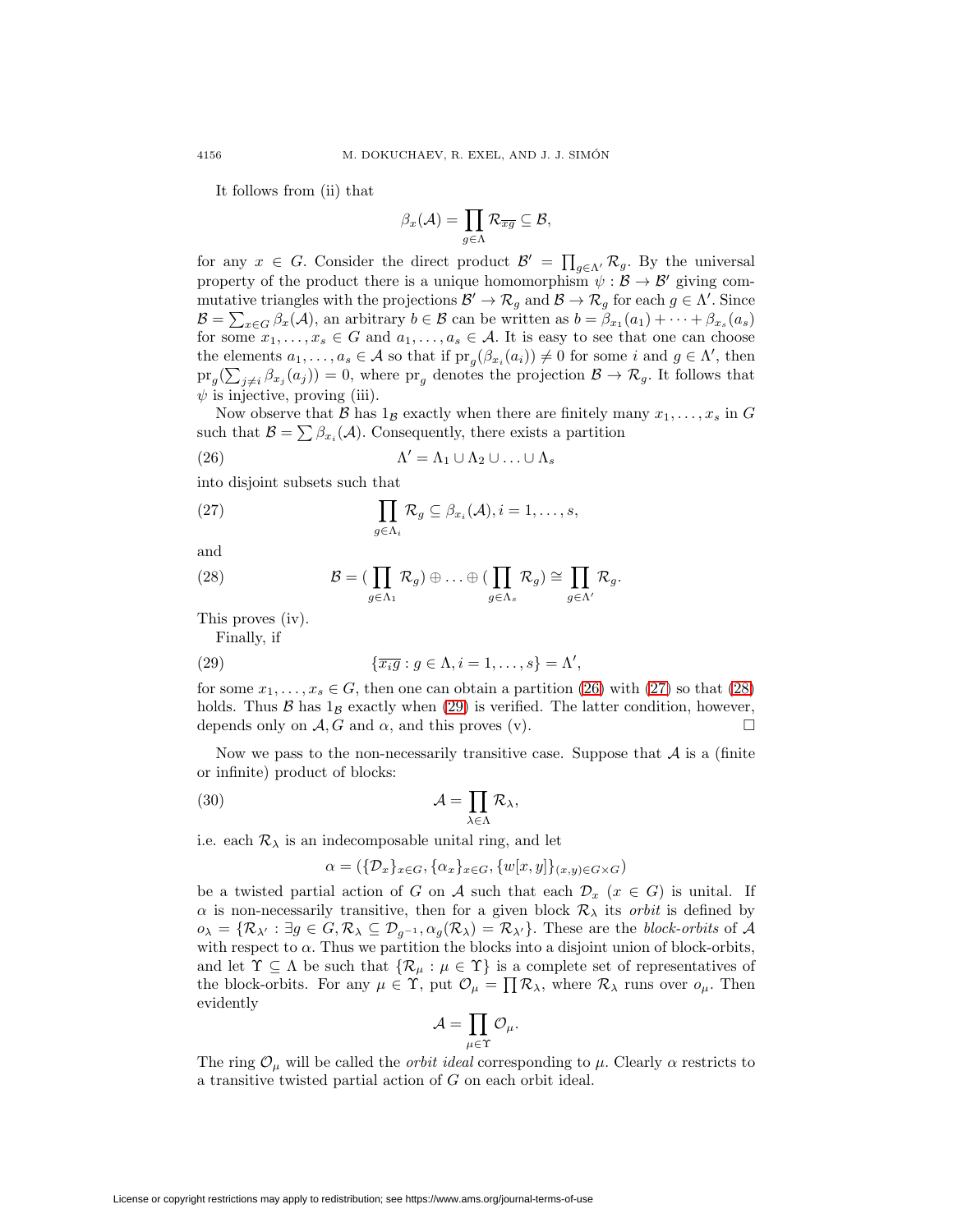It follows from (ii) that

$$\beta_x(\mathcal{A}) = \prod_{g \in \Lambda} \mathcal{R}_{\overline{xg}} \subseteq \mathcal{B},$$

for any $x \in G$. Consider the direct product $\mathcal{B}' = \prod_{g\in\Lambda'} \mathcal{R}_g$. By the universal property of the product there is a unique homomorphism $\psi : \mathcal{B} \to \mathcal{B}'$ giving commutative triangles with the projections $\mathcal{B}' \to \mathcal{R}_g$ and $\mathcal{B} \to \mathcal{R}_g$ for each $g \in \Lambda'$. Since $\mathcal{B} = \sum_{x\in G} \beta_x(\mathcal{A})$, an arbitrary $b \in \mathcal{B}$ can be written as $b = \beta_{x_1}(a_1) + \cdots + \beta_{x_s}(a_s)$ for some $x_1, \dots, x_s \in G$ and $a_1, \dots, a_s \in \mathcal{A}$. It is easy to see that one can choose the elements $a_1, \dots, a_s \in \mathcal{A}$ so that if $\mathrm{pr}_g(\beta_{x_i}(a_i)) \neq 0$ for some $i$ and $g \in \Lambda'$, then $\mathrm{pr}_g(\sum_{j\neq i} \beta_{x_j}(a_j)) = 0$, where $\mathrm{pr}_g$ denotes the projection $\mathcal{B} \to \mathcal{R}_g$. It follows that $\psi$ is injective, proving (iii).

Now observe that $\mathcal{B}$ has $1_{\mathcal{B}}$ exactly when there are finitely many $x_1, \dots, x_s$ in $G$ such that $\mathcal{B} = \sum \beta_{x_i}(\mathcal{A})$. Consequently, there exists a partition

$$\Lambda' = \Lambda_1 \cup \Lambda_2 \cup \ldots \cup \Lambda_s \tag{26}$$

into disjoint subsets such that

$$\prod_{g\in\Lambda_i} \mathcal{R}_g \subseteq \beta_{x_i}(\mathcal{A}), i = 1, \dots, s, \tag{27}$$

and

$$\mathcal{B} = (\prod_{g\in\Lambda_1} \mathcal{R}_g) \oplus \ldots \oplus (\prod_{g\in\Lambda_s} \mathcal{R}_g) \cong \prod_{g\in\Lambda'} \mathcal{R}_g. \tag{28}$$

This proves (iv).

Finally, if

$$\{\overline{x_i g} : g \in \Lambda, i = 1, \dots, s\} = \Lambda', \tag{29}$$

for some $x_1, \dots, x_s \in G$, then one can obtain a partition (26) with (27) so that (28) holds. Thus $\mathcal{B}$ has $1_{\mathcal{B}}$ exactly when (29) is verified. The latter condition, however, depends only on $\mathcal{A}, G$ and $\alpha$, and this proves (v). $\square$

Now we pass to the non-necessarily transitive case. Suppose that $\mathcal{A}$ is a (finite or infinite) product of blocks:

$$\mathcal{A} = \prod_{\lambda\in\Lambda} \mathcal{R}_\lambda, \tag{30}$$

i.e. each $\mathcal{R}_\lambda$ is an indecomposable unital ring, and let

$$\alpha = (\{\mathcal{D}_x\}_{x\in G}, \{\alpha_x\}_{x\in G}, \{w[x,y]\}_{(x,y)\in G\times G})$$

be a twisted partial action of $G$ on $\mathcal{A}$ such that each $\mathcal{D}_x$ $(x \in G)$ is unital. If $\alpha$ is non-necessarily transitive, then for a given block $\mathcal{R}_\lambda$ its *orbit* is defined by $o_\lambda = \{\mathcal{R}_{\lambda'} : \exists g \in G, \mathcal{R}_\lambda \subseteq \mathcal{D}_{g^{-1}}, \alpha_g(\mathcal{R}_\lambda) = \mathcal{R}_{\lambda'}\}$. These are the *block-orbits* of $\mathcal{A}$ with respect to $\alpha$. Thus we partition the blocks into a disjoint union of block-orbits, and let $\Upsilon \subseteq \Lambda$ be such that $\{\mathcal{R}_\mu : \mu \in \Upsilon\}$ is a complete set of representatives of the block-orbits. For any $\mu \in \Upsilon$, put $\mathcal{O}_\mu = \prod \mathcal{R}_\lambda$, where $\mathcal{R}_\lambda$ runs over $o_\mu$. Then evidently

$$\mathcal{A} = \prod_{\mu\in\Upsilon} \mathcal{O}_\mu.$$

The ring $\mathcal{O}_\mu$ will be called the *orbit ideal* corresponding to $\mu$. Clearly $\alpha$ restricts to a transitive twisted partial action of $G$ on each orbit ideal.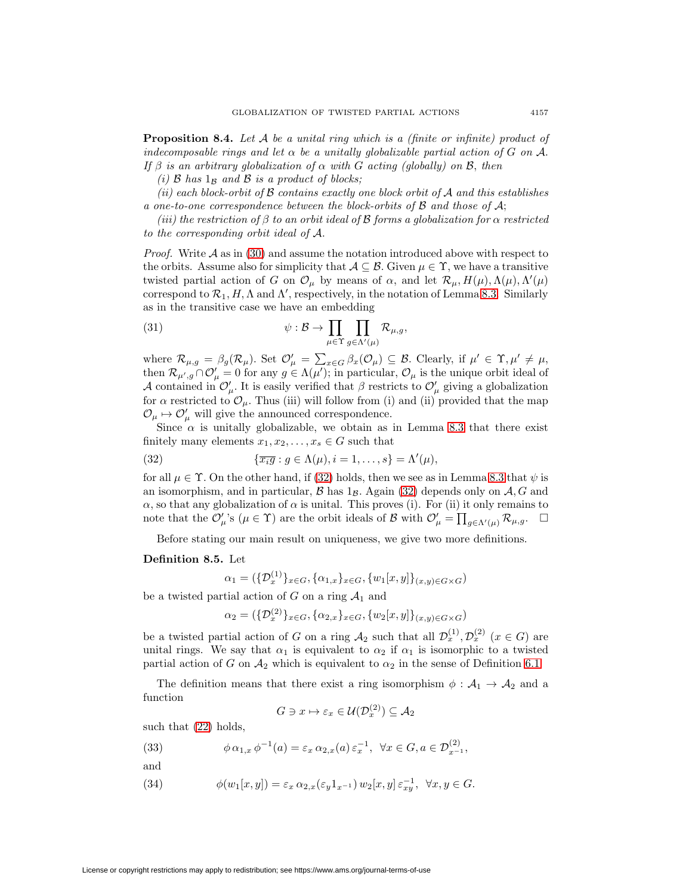**Proposition 8.4.** *Let $\mathcal{A}$ be a unital ring which is a (finite or infinite) product of indecomposable rings and let $\alpha$ be a unitally globalizable partial action of $G$ on $\mathcal{A}$. If $\beta$ is an arbitrary globalization of $\alpha$ with $G$ acting (globally) on $\mathcal{B}$, then*

*(i) $\mathcal{B}$ has $1_{\mathcal{B}}$ and $\mathcal{B}$ is a product of blocks;*

*(ii) each block-orbit of $\mathcal{B}$ contains exactly one block orbit of $\mathcal{A}$ and this establishes a one-to-one correspondence between the block-orbits of $\mathcal{B}$ and those of $\mathcal{A}$;*

*(iii) the restriction of $\beta$ to an orbit ideal of $\mathcal{B}$ forms a globalization for $\alpha$ restricted to the corresponding orbit ideal of $\mathcal{A}$.*

*Proof.* Write $\mathcal{A}$ as in (30) and assume the notation introduced above with respect to the orbits. Assume also for simplicity that $\mathcal{A} \subseteq \mathcal{B}$. Given $\mu \in \Upsilon$, we have a transitive twisted partial action of $G$ on $\mathcal{O}_\mu$ by means of $\alpha$, and let $\mathcal{R}_\mu, H(\mu), \Lambda(\mu), \Lambda'(\mu)$ correspond to $\mathcal{R}_1, H, \Lambda$ and $\Lambda'$, respectively, in the notation of Lemma 8.3. Similarly as in the transitive case we have an embedding

$$\psi : \mathcal{B} \to \prod_{\mu \in \Upsilon} \prod_{g \in \Lambda'(\mu)} \mathcal{R}_{\mu,g}, \tag{31}$$

where $\mathcal{R}_{\mu,g} = \beta_g(\mathcal{R}_\mu)$. Set $\mathcal{O}'_\mu = \sum_{x \in G} \beta_x(\mathcal{O}_\mu) \subseteq \mathcal{B}$. Clearly, if $\mu' \in \Upsilon, \mu' \neq \mu$, then $\mathcal{R}_{\mu',g} \cap \mathcal{O}'_\mu = 0$ for any $g \in \Lambda(\mu')$; in particular, $\mathcal{O}_\mu$ is the unique orbit ideal of $\mathcal{A}$ contained in $\mathcal{O}'_\mu$. It is easily verified that $\beta$ restricts to $\mathcal{O}'_\mu$ giving a globalization for $\alpha$ restricted to $\mathcal{O}_\mu$. Thus (iii) will follow from (i) and (ii) provided that the map $\mathcal{O}_\mu \mapsto \mathcal{O}'_\mu$ will give the announced correspondence.

Since $\alpha$ is unitally globalizable, we obtain as in Lemma 8.3 that there exist finitely many elements $x_1, x_2, \dots, x_s \in G$ such that

$$\{\overline{x_i g} : g \in \Lambda(\mu), i = 1, \dots, s\} = \Lambda'(\mu), \tag{32}$$

for all $\mu \in \Upsilon$. On the other hand, if (32) holds, then we see as in Lemma 8.3 that $\psi$ is an isomorphism, and in particular, $\mathcal{B}$ has $1_{\mathcal{B}}$. Again (32) depends only on $\mathcal{A}, G$ and $\alpha$, so that any globalization of $\alpha$ is unital. This proves (i). For (ii) it only remains to note that the $\mathcal{O}'_\mu$'s ($\mu \in \Upsilon$) are the orbit ideals of $\mathcal{B}$ with $\mathcal{O}'_\mu = \prod_{g \in \Lambda'(\mu)} \mathcal{R}_{\mu,g}$. $\square$

Before stating our main result on uniqueness, we give two more definitions.

**Definition 8.5.** Let

$$\alpha_1 = (\{\mathcal{D}_x^{(1)}\}_{x \in G}, \{\alpha_{1,x}\}_{x \in G}, \{w_1[x,y]\}_{(x,y) \in G \times G})$$

be a twisted partial action of $G$ on a ring $\mathcal{A}_1$ and

$$\alpha_2 = (\{\mathcal{D}_x^{(2)}\}_{x \in G}, \{\alpha_{2,x}\}_{x \in G}, \{w_2[x,y]\}_{(x,y) \in G \times G})$$

be a twisted partial action of $G$ on a ring $\mathcal{A}_2$ such that all $\mathcal{D}_x^{(1)}, \mathcal{D}_x^{(2)}$ ($x \in G$) are unital rings. We say that $\alpha_1$ is equivalent to $\alpha_2$ if $\alpha_1$ is isomorphic to a twisted partial action of $G$ on $\mathcal{A}_2$ which is equivalent to $\alpha_2$ in the sense of Definition 6.1.

The definition means that there exist a ring isomorphism $\phi : \mathcal{A}_1 \to \mathcal{A}_2$ and a function

$$G \ni x \mapsto \varepsilon_x \in \mathcal{U}(\mathcal{D}_x^{(2)}) \subseteq \mathcal{A}_2$$

such that (22) holds,

$$\phi\, \alpha_{1,x}\, \phi^{-1}(a) = \varepsilon_x\, \alpha_{2,x}(a)\, \varepsilon_x^{-1}, \ \ \forall x \in G, a \in \mathcal{D}_{x^{-1}}^{(2)}, \tag{33}$$

and

$$\phi(w_1[x,y]) = \varepsilon_x\, \alpha_{2,x}(\varepsilon_y 1_{x^{-1}})\, w_2[x,y]\, \varepsilon_{xy}^{-1}, \ \ \forall x, y \in G. \tag{34}$$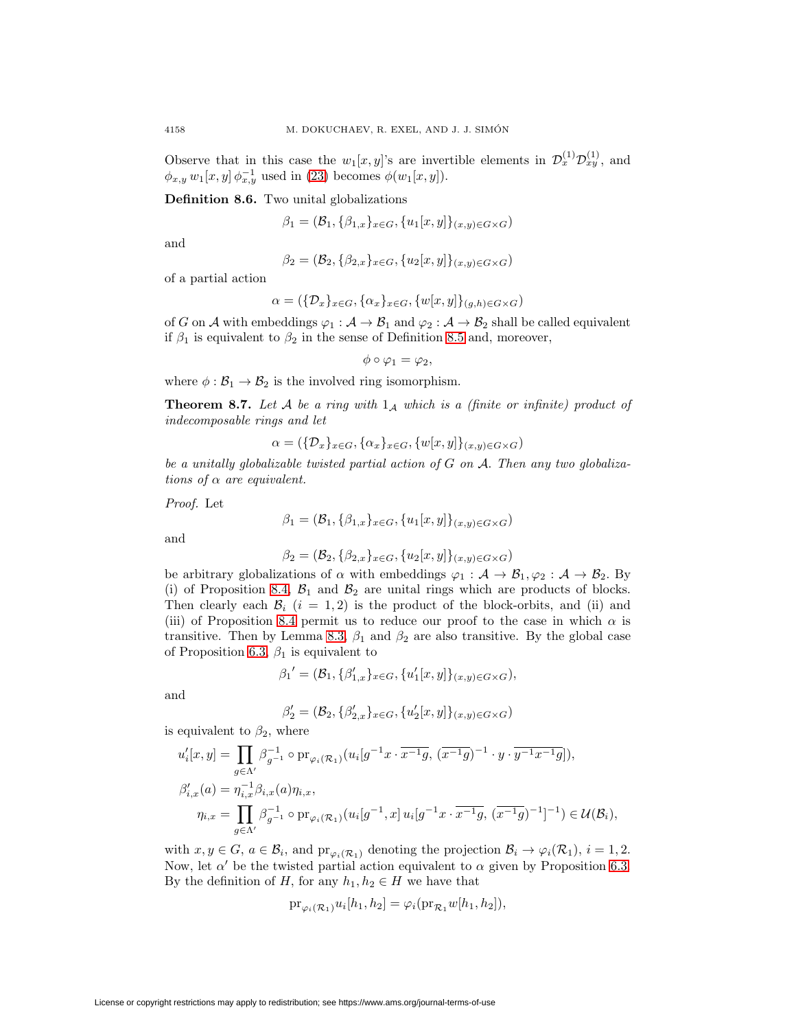Observe that in this case the $w_1[x,y]$'s are invertible elements in $\mathcal{D}_x^{(1)}\mathcal{D}_{xy}^{(1)}$, and $\phi_{x,y}\, w_1[x,y]\, \phi_{x,y}^{-1}$ used in (23) becomes $\phi(w_1[x,y])$.

**Definition 8.6.** Two unital globalizations

$$\beta_1 = (\mathcal{B}_1, \{\beta_{1,x}\}_{x\in G}, \{u_1[x,y]\}_{(x,y)\in G\times G})$$

and

$$\beta_2 = (\mathcal{B}_2, \{\beta_{2,x}\}_{x\in G}, \{u_2[x,y]\}_{(x,y)\in G\times G})$$

of a partial action

$$\alpha = (\{\mathcal{D}_x\}_{x\in G}, \{\alpha_x\}_{x\in G}, \{w[x,y]\}_{(g,h)\in G\times G})$$

of $G$ on $\mathcal{A}$ with embeddings $\varphi_1 : \mathcal{A} \to \mathcal{B}_1$ and $\varphi_2 : \mathcal{A} \to \mathcal{B}_2$ shall be called equivalent if $\beta_1$ is equivalent to $\beta_2$ in the sense of Definition 8.5 and, moreover,

$$\phi \circ \varphi_1 = \varphi_2,$$

where $\phi : \mathcal{B}_1 \to \mathcal{B}_2$ is the involved ring isomorphism.

**Theorem 8.7.** *Let $\mathcal{A}$ be a ring with $1_{\mathcal{A}}$ which is a (finite or infinite) product of indecomposable rings and let*

$$\alpha = (\{\mathcal{D}_x\}_{x\in G}, \{\alpha_x\}_{x\in G}, \{w[x,y]\}_{(x,y)\in G\times G})$$

*be a unitally globalizable twisted partial action of $G$ on $\mathcal{A}$. Then any two globalizations of $\alpha$ are equivalent.*

*Proof.* Let

$$\beta_1 = (\mathcal{B}_1, \{\beta_{1,x}\}_{x\in G}, \{u_1[x,y]\}_{(x,y)\in G\times G})$$

and

$$\beta_2 = (\mathcal{B}_2, \{\beta_{2,x}\}_{x\in G}, \{u_2[x,y]\}_{(x,y)\in G\times G})$$

be arbitrary globalizations of $\alpha$ with embeddings $\varphi_1 : \mathcal{A} \to \mathcal{B}_1, \varphi_2 : \mathcal{A} \to \mathcal{B}_2$. By (i) of Proposition 8.4, $\mathcal{B}_1$ and $\mathcal{B}_2$ are unital rings which are products of blocks. Then clearly each $\mathcal{B}_i$ $(i = 1, 2)$ is the product of the block-orbits, and (ii) and (iii) of Proposition 8.4 permit us to reduce our proof to the case in which $\alpha$ is transitive. Then by Lemma 8.3, $\beta_1$ and $\beta_2$ are also transitive. By the global case of Proposition 6.3, $\beta_1$ is equivalent to

$$\beta_1{}' = (\mathcal{B}_1, \{\beta'_{1,x}\}_{x\in G}, \{u'_1[x,y]\}_{(x,y)\in G\times G}),$$

and

$$\beta'_2 = (\mathcal{B}_2, \{\beta'_{2,x}\}_{x\in G}, \{u'_2[x,y]\}_{(x,y)\in G\times G})$$

is equivalent to $\beta_2$, where

$$\begin{aligned}
u'_i[x,y] &= \prod_{g\in\Lambda'} \beta_{g^{-1}}^{-1} \circ \mathrm{pr}_{\varphi_i(\mathcal{R}_1)}(u_i[g^{-1}x \cdot \overline{x^{-1}g},\, (\overline{x^{-1}g})^{-1} \cdot y \cdot \overline{y^{-1}x^{-1}g}]),\\
\beta'_{i,x}(a) &= \eta_{i,x}^{-1}\beta_{i,x}(a)\eta_{i,x},\\
\eta_{i,x} &= \prod_{g\in\Lambda'} \beta_{g^{-1}}^{-1} \circ \mathrm{pr}_{\varphi_i(\mathcal{R}_1)}(u_i[g^{-1},x]\, u_i[g^{-1}x \cdot \overline{x^{-1}g},\, (\overline{x^{-1}g})^{-1}]^{-1}) \in \mathcal{U}(\mathcal{B}_i),
\end{aligned}$$

with $x, y \in G$, $a \in \mathcal{B}_i$, and $\mathrm{pr}_{\varphi_i(\mathcal{R}_1)}$ denoting the projection $\mathcal{B}_i \to \varphi_i(\mathcal{R}_1)$, $i = 1, 2$. Now, let $\alpha'$ be the twisted partial action equivalent to $\alpha$ given by Proposition 6.3. By the definition of $H$, for any $h_1, h_2 \in H$ we have that

$$\mathrm{pr}_{\varphi_i(\mathcal{R}_1)} u_i[h_1, h_2] = \varphi_i(\mathrm{pr}_{\mathcal{R}_1} w[h_1, h_2]),$$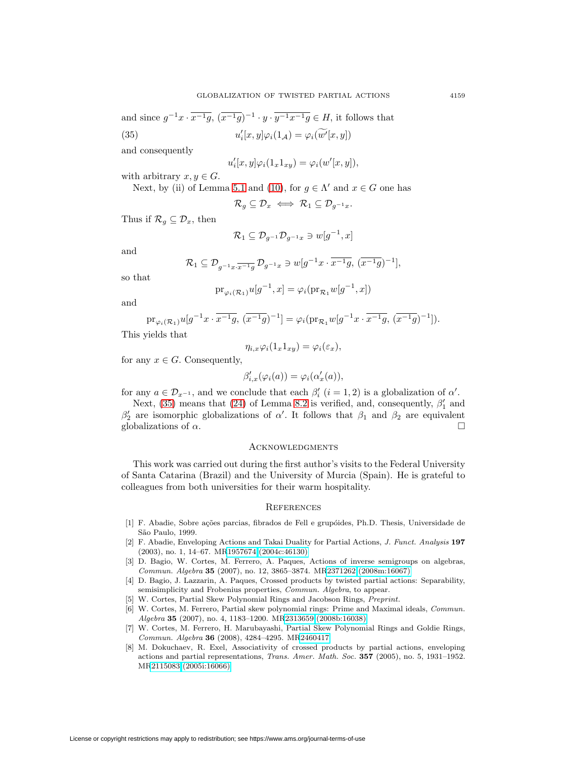and since $g^{-1}x \cdot \overline{x^{-1}g}$, $(\overline{x^{-1}g})^{-1} \cdot y \cdot \overline{y^{-1}x^{-1}g} \in H$, it follows that

$$u'_i[x,y]\varphi_i(1_{\mathcal{A}}) = \varphi_i(\widetilde{w'}[x,y]) \tag{35}$$

and consequently

$$u'_i[x,y]\varphi_i(1_x 1_{xy}) = \varphi_i(w'[x,y]),$$

with arbitrary $x, y \in G$.

Next, by (ii) of Lemma 5.1 and (10), for $g \in \Lambda'$ and $x \in G$ one has

$$\mathcal{R}_g \subseteq \mathcal{D}_x \iff \mathcal{R}_1 \subseteq \mathcal{D}_{g^{-1}x}.$$

Thus if $\mathcal{R}_g \subseteq \mathcal{D}_x$, then

$$\mathcal{R}_1 \subseteq \mathcal{D}_{g^{-1}}\mathcal{D}_{g^{-1}x} \ni w[g^{-1}, x]$$

and

$$\mathcal{R}_1 \subseteq \mathcal{D}_{g^{-1}x \cdot \overline{x^{-1}g}}\,\mathcal{D}_{g^{-1}x} \ni w[g^{-1}x \cdot \overline{x^{-1}g},\ (\overline{x^{-1}g})^{-1}],$$

so that

$$\mathrm{pr}_{\varphi_i(\mathcal{R}_1)} u[g^{-1}, x] = \varphi_i(\mathrm{pr}_{\mathcal{R}_1} w[g^{-1}, x])$$

and

$$\mathrm{pr}_{\varphi_i(\mathcal{R}_1)} u[g^{-1}x \cdot \overline{x^{-1}g},\ (\overline{x^{-1}g})^{-1}] = \varphi_i(\mathrm{pr}_{\mathcal{R}_1} w[g^{-1}x \cdot \overline{x^{-1}g},\ (\overline{x^{-1}g})^{-1}]).$$

This yields that

$$\eta_{i,x}\varphi_i(1_x 1_{xy}) = \varphi_i(\varepsilon_x),$$

for any $x \in G$. Consequently,

$$\beta'_{i,x}(\varphi_i(a)) = \varphi_i(\alpha'_x(a)),$$

for any $a \in \mathcal{D}_{x^{-1}}$, and we conclude that each $\beta'_i$ $(i = 1, 2)$ is a globalization of $\alpha'$.

Next, (35) means that (24) of Lemma 8.2 is verified, and, consequently, $\beta'_1$ and $\beta'_2$ are isomorphic globalizations of $\alpha'$. It follows that $\beta_1$ and $\beta_2$ are equivalent globalizations of $\alpha$. $\square$

## Acknowledgments

This work was carried out during the first author's visits to the Federal University of Santa Catarina (Brazil) and the University of Murcia (Spain). He is grateful to colleagues from both universities for their warm hospitality.

## References

[1] F. Abadie, Sobre ações parcias, fibrados de Fell e grupóides, Ph.D. Thesis, Universidade de São Paulo, 1999.

[2] F. Abadie, Enveloping Actions and Takai Duality for Partial Actions, *J. Funct. Analysis* **197** (2003), no. 1, 14–67. MR1957674 (2004c:46130)

[3] D. Bagio, W. Cortes, M. Ferrero, A. Paques, Actions of inverse semigroups on algebras, *Commun. Algebra* **35** (2007), no. 12, 3865–3874. MR2371262 (2008m:16067)

[4] D. Bagio, J. Lazzarin, A. Paques, Crossed products by twisted partial actions: Separability, semisimplicity and Frobenius properties, *Commun. Algebra*, to appear.

[5] W. Cortes, Partial Skew Polynomial Rings and Jacobson Rings, *Preprint*.

[6] W. Cortes, M. Ferrero, Partial skew polynomial rings: Prime and Maximal ideals, *Commun. Algebra* **35** (2007), no. 4, 1183–1200. MR2313659 (2008b:16038)

[7] W. Cortes, M. Ferrero, H. Marubayashi, Partial Skew Polynomial Rings and Goldie Rings, *Commun. Algebra* **36** (2008), 4284–4295. MR2460417

[8] M. Dokuchaev, R. Exel, Associativity of crossed products by partial actions, enveloping actions and partial representations, *Trans. Amer. Math. Soc.* **357** (2005), no. 5, 1931–1952. MR2115083 (2005i:16066)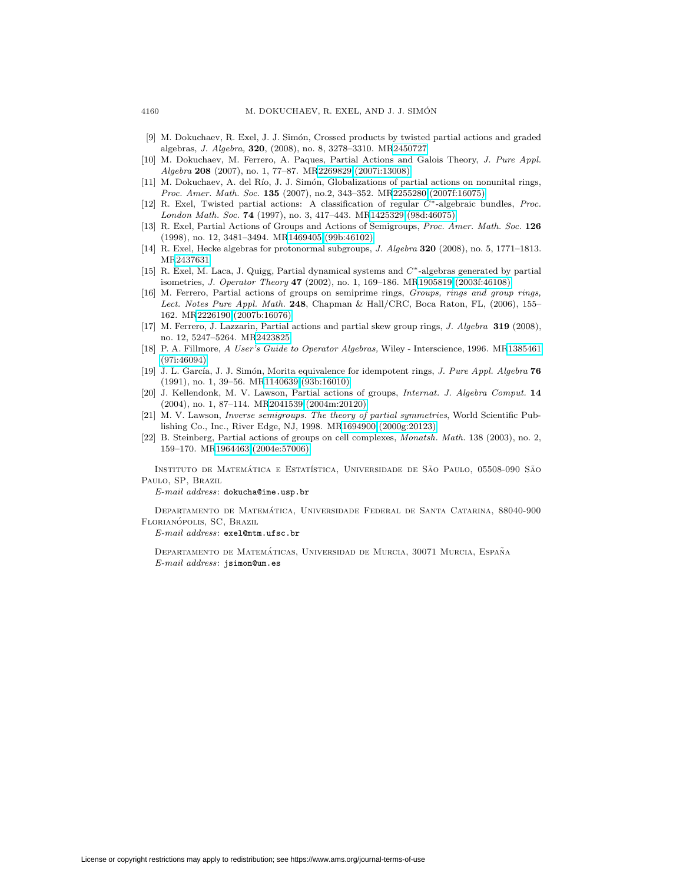[9] M. Dokuchaev, R. Exel, J. J. Simón, Crossed products by twisted partial actions and graded algebras, *J. Algebra,* **320**, (2008), no. 8, 3278–3310. MR2450727

[10] M. Dokuchaev, M. Ferrero, A. Paques, Partial Actions and Galois Theory, *J. Pure Appl. Algebra* **208** (2007), no. 1, 77–87. MR2269829 (2007i:13008)

[11] M. Dokuchaev, A. del Río, J. J. Simón, Globalizations of partial actions on nonunital rings, *Proc. Amer. Math. Soc.* **135** (2007), no.2, 343–352. MR2255280 (2007f:16075)

[12] R. Exel, Twisted partial actions: A classification of regular $C^*$-algebraic bundles, *Proc. London Math. Soc.* **74** (1997), no. 3, 417–443. MR1425329 (98d:46075)

[13] R. Exel, Partial Actions of Groups and Actions of Semigroups, *Proc. Amer. Math. Soc.* **126** (1998), no. 12, 3481–3494. MR1469405 (99b:46102)

[14] R. Exel, Hecke algebras for protonormal subgroups, *J. Algebra* **320** (2008), no. 5, 1771–1813. MR2437631

[15] R. Exel, M. Laca, J. Quigg, Partial dynamical systems and $C^*$-algebras generated by partial isometries, *J. Operator Theory* **47** (2002), no. 1, 169–186. MR1905819 (2003f:46108)

[16] M. Ferrero, Partial actions of groups on semiprime rings, *Groups, rings and group rings, Lect. Notes Pure Appl. Math.* **248**, Chapman & Hall/CRC, Boca Raton, FL, (2006), 155–162. MR2226190 (2007b:16076)

[17] M. Ferrero, J. Lazzarin, Partial actions and partial skew group rings, *J. Algebra* **319** (2008), no. 12, 5247–5264. MR2423825

[18] P. A. Fillmore, *A User's Guide to Operator Algebras,* Wiley - Interscience, 1996. MR1385461 (97i:46094)

[19] J. L. García, J. J. Simón, Morita equivalence for idempotent rings, *J. Pure Appl. Algebra* **76** (1991), no. 1, 39–56. MR1140639 (93b:16010)

[20] J. Kellendonk, M. V. Lawson, Partial actions of groups, *Internat. J. Algebra Comput.* **14** (2004), no. 1, 87–114. MR2041539 (2004m:20120)

[21] M. V. Lawson, *Inverse semigroups. The theory of partial symmetries*, World Scientific Publishing Co., Inc., River Edge, NJ, 1998. MR1694900 (2000g:20123)

[22] B. Steinberg, Partial actions of groups on cell complexes, *Monatsh. Math.* 138 (2003), no. 2, 159–170. MR1964463 (2004e:57006)

Instituto de Matemática e Estatística, Universidade de São Paulo, 05508-090 São Paulo, SP, Brazil

*E-mail address*: dokucha@ime.usp.br

Departamento de Matemática, Universidade Federal de Santa Catarina, 88040-900 Florianópolis, SC, Brazil

*E-mail address*: exel@mtm.ufsc.br

Departamento de Matemáticas, Universidad de Murcia, 30071 Murcia, España

*E-mail address*: jsimon@um.es

License or copyright restrictions may apply to redistribution; see https://www.ams.org/journal-terms-of-use